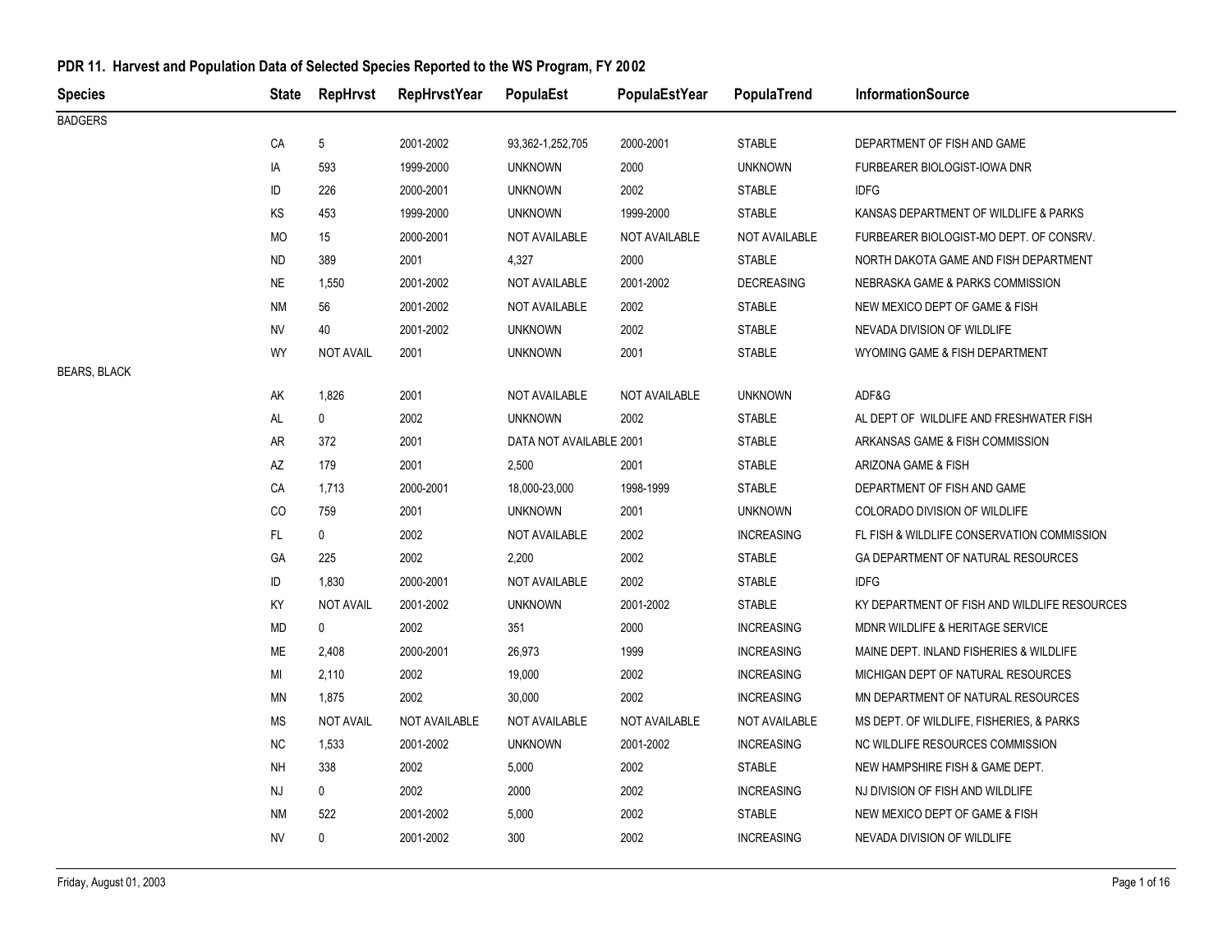## PDR 11. Harvest and Population Data of Selected Species Reported to the WS Program, FY 2002

| Species | State | RepHrvst | RepHrvstYear | PopulaEst | PopulaEstYear | PopulaTrend | InformationSource |
|---|---|---|---|---|---|---|---|
| BADGERS | | | | | | | |
| | CA | 5 | 2001-2002 | 93,362-1,252,705 | 2000-2001 | STABLE | DEPARTMENT OF FISH AND GAME |
| | IA | 593 | 1999-2000 | UNKNOWN | 2000 | UNKNOWN | FURBEARER BIOLOGIST-IOWA DNR |
| | ID | 226 | 2000-2001 | UNKNOWN | 2002 | STABLE | IDFG |
| | KS | 453 | 1999-2000 | UNKNOWN | 1999-2000 | STABLE | KANSAS DEPARTMENT OF WILDLIFE & PARKS |
| | MO | 15 | 2000-2001 | NOT AVAILABLE | NOT AVAILABLE | NOT AVAILABLE | FURBEARER BIOLOGIST-MO DEPT. OF CONSRV. |
| | ND | 389 | 2001 | 4,327 | 2000 | STABLE | NORTH DAKOTA GAME AND FISH DEPARTMENT |
| | NE | 1,550 | 2001-2002 | NOT AVAILABLE | 2001-2002 | DECREASING | NEBRASKA GAME & PARKS COMMISSION |
| | NM | 56 | 2001-2002 | NOT AVAILABLE | 2002 | STABLE | NEW MEXICO DEPT OF GAME & FISH |
| | NV | 40 | 2001-2002 | UNKNOWN | 2002 | STABLE | NEVADA DIVISION OF WILDLIFE |
| | WY | NOT AVAIL | 2001 | UNKNOWN | 2001 | STABLE | WYOMING GAME & FISH DEPARTMENT |
| BEARS, BLACK | | | | | | | |
| | AK | 1,826 | 2001 | NOT AVAILABLE | NOT AVAILABLE | UNKNOWN | ADF&G |
| | AL | 0 | 2002 | UNKNOWN | 2002 | STABLE | AL DEPT OF WILDLIFE AND FRESHWATER FISH |
| | AR | 372 | 2001 | DATA NOT AVAILABLE | 2001 | STABLE | ARKANSAS GAME & FISH COMMISSION |
| | AZ | 179 | 2001 | 2,500 | 2001 | STABLE | ARIZONA GAME & FISH |
| | CA | 1,713 | 2000-2001 | 18,000-23,000 | 1998-1999 | STABLE | DEPARTMENT OF FISH AND GAME |
| | CO | 759 | 2001 | UNKNOWN | 2001 | UNKNOWN | COLORADO DIVISION OF WILDLIFE |
| | FL | 0 | 2002 | NOT AVAILABLE | 2002 | INCREASING | FL FISH & WILDLIFE CONSERVATION COMMISSION |
| | GA | 225 | 2002 | 2,200 | 2002 | STABLE | GA DEPARTMENT OF NATURAL RESOURCES |
| | ID | 1,830 | 2000-2001 | NOT AVAILABLE | 2002 | STABLE | IDFG |
| | KY | NOT AVAIL | 2001-2002 | UNKNOWN | 2001-2002 | STABLE | KY DEPARTMENT OF FISH AND WILDLIFE RESOURCES |
| | MD | 0 | 2002 | 351 | 2000 | INCREASING | MDNR WILDLIFE & HERITAGE SERVICE |
| | ME | 2,408 | 2000-2001 | 26,973 | 1999 | INCREASING | MAINE DEPT. INLAND FISHERIES & WILDLIFE |
| | MI | 2,110 | 2002 | 19,000 | 2002 | INCREASING | MICHIGAN DEPT OF NATURAL RESOURCES |
| | MN | 1,875 | 2002 | 30,000 | 2002 | INCREASING | MN DEPARTMENT OF NATURAL RESOURCES |
| | MS | NOT AVAIL | NOT AVAILABLE | NOT AVAILABLE | NOT AVAILABLE | NOT AVAILABLE | MS DEPT. OF WILDLIFE, FISHERIES, & PARKS |
| | NC | 1,533 | 2001-2002 | UNKNOWN | 2001-2002 | INCREASING | NC WILDLIFE RESOURCES COMMISSION |
| | NH | 338 | 2002 | 5,000 | 2002 | STABLE | NEW HAMPSHIRE FISH & GAME DEPT. |
| | NJ | 0 | 2002 | 2000 | 2002 | INCREASING | NJ DIVISION OF FISH AND WILDLIFE |
| | NM | 522 | 2001-2002 | 5,000 | 2002 | STABLE | NEW MEXICO DEPT OF GAME & FISH |
| | NV | 0 | 2001-2002 | 300 | 2002 | INCREASING | NEVADA DIVISION OF WILDLIFE |

Friday, August 01, 2003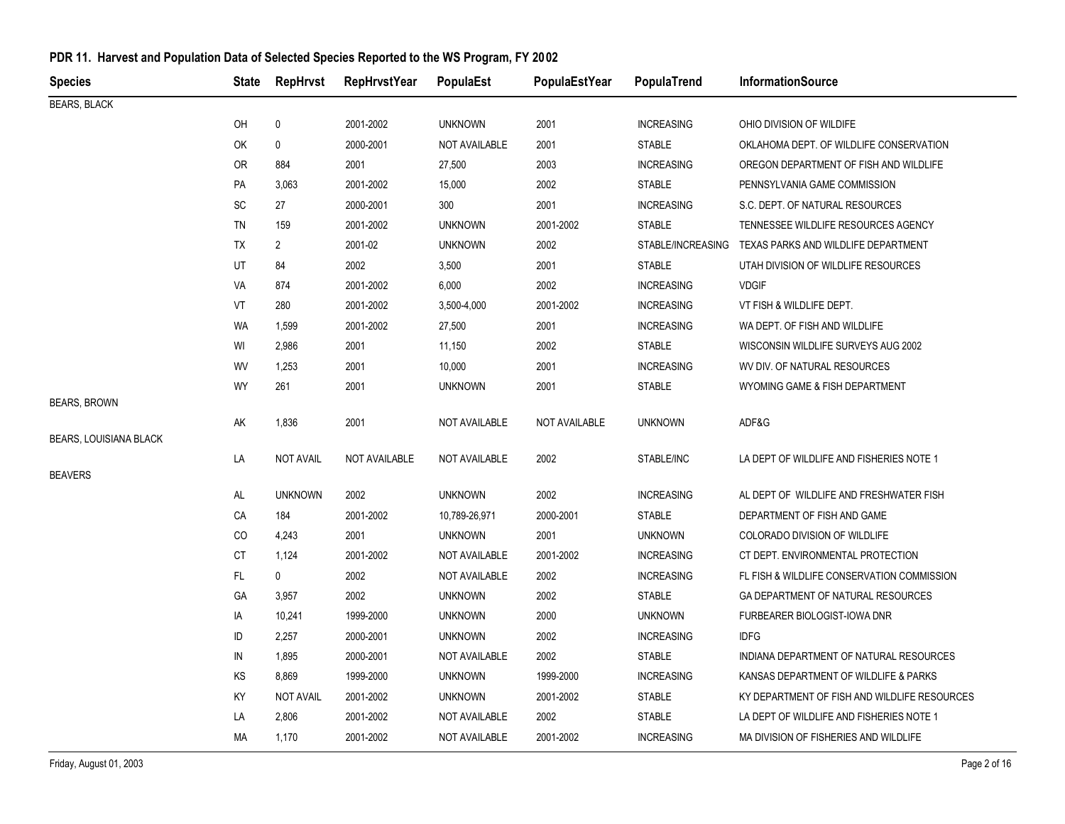## PDR 11. Harvest and Population Data of Selected Species Reported to the WS Program, FY 2002

| Species | State | RepHrvst | RepHrvstYear | PopulaEst | PopulaEstYear | PopulaTrend | InformationSource |
|---|---|---|---|---|---|---|---|
| BEARS, BLACK | | | | | | | |
| | OH | 0 | 2001-2002 | UNKNOWN | 2001 | INCREASING | OHIO DIVISION OF WILDLIFE |
| | OK | 0 | 2000-2001 | NOT AVAILABLE | 2001 | STABLE | OKLAHOMA DEPT. OF WILDLIFE CONSERVATION |
| | OR | 884 | 2001 | 27,500 | 2003 | INCREASING | OREGON DEPARTMENT OF FISH AND WILDLIFE |
| | PA | 3,063 | 2001-2002 | 15,000 | 2002 | STABLE | PENNSYLVANIA GAME COMMISSION |
| | SC | 27 | 2000-2001 | 300 | 2001 | INCREASING | S.C. DEPT. OF NATURAL RESOURCES |
| | TN | 159 | 2001-2002 | UNKNOWN | 2001-2002 | STABLE | TENNESSEE WILDLIFE RESOURCES AGENCY |
| | TX | 2 | 2001-02 | UNKNOWN | 2002 | STABLE/INCREASING | TEXAS PARKS AND WILDLIFE DEPARTMENT |
| | UT | 84 | 2002 | 3,500 | 2001 | STABLE | UTAH DIVISION OF WILDLIFE RESOURCES |
| | VA | 874 | 2001-2002 | 6,000 | 2002 | INCREASING | VDGIF |
| | VT | 280 | 2001-2002 | 3,500-4,000 | 2001-2002 | INCREASING | VT FISH & WILDLIFE DEPT. |
| | WA | 1,599 | 2001-2002 | 27,500 | 2001 | INCREASING | WA DEPT. OF FISH AND WILDLIFE |
| | WI | 2,986 | 2001 | 11,150 | 2002 | STABLE | WISCONSIN WILDLIFE SURVEYS AUG 2002 |
| | WV | 1,253 | 2001 | 10,000 | 2001 | INCREASING | WV DIV. OF NATURAL RESOURCES |
| | WY | 261 | 2001 | UNKNOWN | 2001 | STABLE | WYOMING GAME & FISH DEPARTMENT |
| BEARS, BROWN | | | | | | | |
| | AK | 1,836 | 2001 | NOT AVAILABLE | NOT AVAILABLE | UNKNOWN | ADF&G |
| BEARS, LOUISIANA BLACK | | | | | | | |
| | LA | NOT AVAIL | NOT AVAILABLE | NOT AVAILABLE | 2002 | STABLE/INC | LA DEPT OF WILDLIFE AND FISHERIES NOTE 1 |
| BEAVERS | | | | | | | |
| | AL | UNKNOWN | 2002 | UNKNOWN | 2002 | INCREASING | AL DEPT OF WILDLIFE AND FRESHWATER FISH |
| | CA | 184 | 2001-2002 | 10,789-26,971 | 2000-2001 | STABLE | DEPARTMENT OF FISH AND GAME |
| | CO | 4,243 | 2001 | UNKNOWN | 2001 | UNKNOWN | COLORADO DIVISION OF WILDLIFE |
| | CT | 1,124 | 2001-2002 | NOT AVAILABLE | 2001-2002 | INCREASING | CT DEPT. ENVIRONMENTAL PROTECTION |
| | FL | 0 | 2002 | NOT AVAILABLE | 2002 | INCREASING | FL FISH & WILDLIFE CONSERVATION COMMISSION |
| | GA | 3,957 | 2002 | UNKNOWN | 2002 | STABLE | GA DEPARTMENT OF NATURAL RESOURCES |
| | IA | 10,241 | 1999-2000 | UNKNOWN | 2000 | UNKNOWN | FURBEARER BIOLOGIST-IOWA DNR |
| | ID | 2,257 | 2000-2001 | UNKNOWN | 2002 | INCREASING | IDFG |
| | IN | 1,895 | 2000-2001 | NOT AVAILABLE | 2002 | STABLE | INDIANA DEPARTMENT OF NATURAL RESOURCES |
| | KS | 8,869 | 1999-2000 | UNKNOWN | 1999-2000 | INCREASING | KANSAS DEPARTMENT OF WILDLIFE & PARKS |
| | KY | NOT AVAIL | 2001-2002 | UNKNOWN | 2001-2002 | STABLE | KY DEPARTMENT OF FISH AND WILDLIFE RESOURCES |
| | LA | 2,806 | 2001-2002 | NOT AVAILABLE | 2002 | STABLE | LA DEPT OF WILDLIFE AND FISHERIES NOTE 1 |
| | MA | 1,170 | 2001-2002 | NOT AVAILABLE | 2001-2002 | INCREASING | MA DIVISION OF FISHERIES AND WILDLIFE |

Friday, August 01, 2003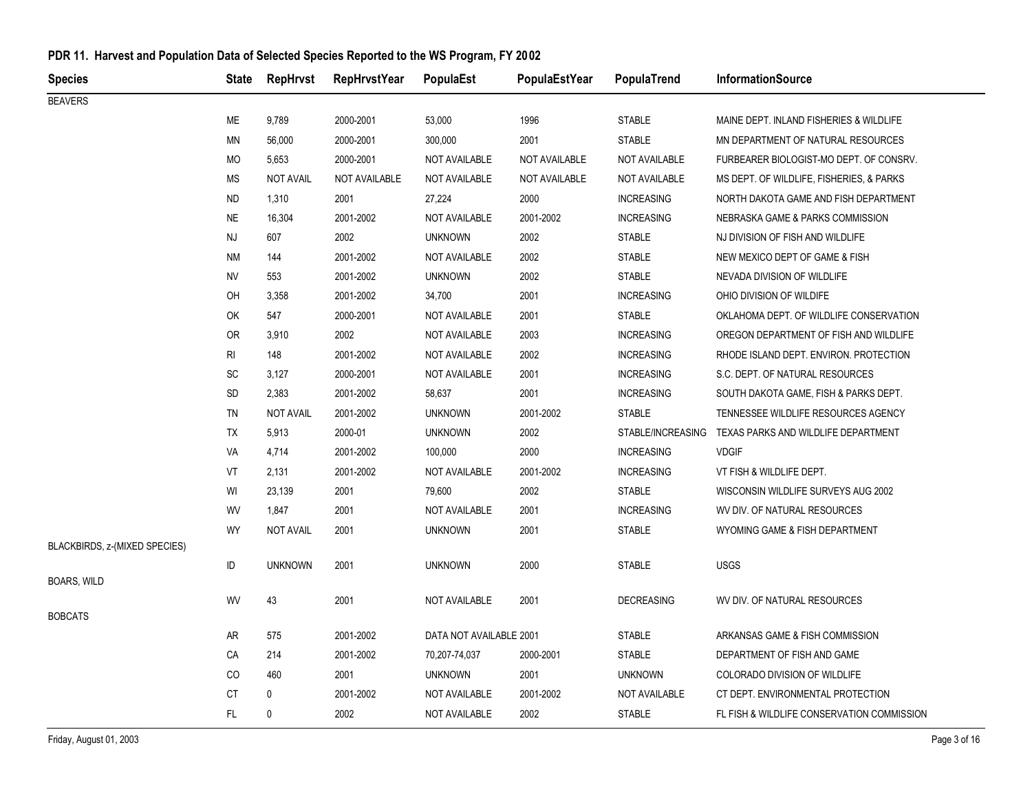## PDR 11. Harvest and Population Data of Selected Species Reported to the WS Program, FY 2002

| Species | State | RepHrvst | RepHrvstYear | PopulaEst | PopulaEstYear | PopulaTrend | InformationSource |
|---|---|---|---|---|---|---|---|
| BEAVERS | | | | | | | |
| | ME | 9,789 | 2000-2001 | 53,000 | 1996 | STABLE | MAINE DEPT. INLAND FISHERIES & WILDLIFE |
| | MN | 56,000 | 2000-2001 | 300,000 | 2001 | STABLE | MN DEPARTMENT OF NATURAL RESOURCES |
| | MO | 5,653 | 2000-2001 | NOT AVAILABLE | NOT AVAILABLE | NOT AVAILABLE | FURBEARER BIOLOGIST-MO DEPT. OF CONSRV. |
| | MS | NOT AVAIL | NOT AVAILABLE | NOT AVAILABLE | NOT AVAILABLE | NOT AVAILABLE | MS DEPT. OF WILDLIFE, FISHERIES, & PARKS |
| | ND | 1,310 | 2001 | 27,224 | 2000 | INCREASING | NORTH DAKOTA GAME AND FISH DEPARTMENT |
| | NE | 16,304 | 2001-2002 | NOT AVAILABLE | 2001-2002 | INCREASING | NEBRASKA GAME & PARKS COMMISSION |
| | NJ | 607 | 2002 | UNKNOWN | 2002 | STABLE | NJ DIVISION OF FISH AND WILDLIFE |
| | NM | 144 | 2001-2002 | NOT AVAILABLE | 2002 | STABLE | NEW MEXICO DEPT OF GAME & FISH |
| | NV | 553 | 2001-2002 | UNKNOWN | 2002 | STABLE | NEVADA DIVISION OF WILDLIFE |
| | OH | 3,358 | 2001-2002 | 34,700 | 2001 | INCREASING | OHIO DIVISION OF WILDIFE |
| | OK | 547 | 2000-2001 | NOT AVAILABLE | 2001 | STABLE | OKLAHOMA DEPT. OF WILDLIFE CONSERVATION |
| | OR | 3,910 | 2002 | NOT AVAILABLE | 2003 | INCREASING | OREGON DEPARTMENT OF FISH AND WILDLIFE |
| | RI | 148 | 2001-2002 | NOT AVAILABLE | 2002 | INCREASING | RHODE ISLAND DEPT. ENVIRON. PROTECTION |
| | SC | 3,127 | 2000-2001 | NOT AVAILABLE | 2001 | INCREASING | S.C. DEPT. OF NATURAL RESOURCES |
| | SD | 2,383 | 2001-2002 | 58,637 | 2001 | INCREASING | SOUTH DAKOTA GAME, FISH & PARKS DEPT. |
| | TN | NOT AVAIL | 2001-2002 | UNKNOWN | 2001-2002 | STABLE | TENNESSEE WILDLIFE RESOURCES AGENCY |
| | TX | 5,913 | 2000-01 | UNKNOWN | 2002 | STABLE/INCREASING | TEXAS PARKS AND WILDLIFE DEPARTMENT |
| | VA | 4,714 | 2001-2002 | 100,000 | 2000 | INCREASING | VDGIF |
| | VT | 2,131 | 2001-2002 | NOT AVAILABLE | 2001-2002 | INCREASING | VT FISH & WILDLIFE DEPT. |
| | WI | 23,139 | 2001 | 79,600 | 2002 | STABLE | WISCONSIN WILDLIFE SURVEYS AUG 2002 |
| | WV | 1,847 | 2001 | NOT AVAILABLE | 2001 | INCREASING | WV DIV. OF NATURAL RESOURCES |
| | WY | NOT AVAIL | 2001 | UNKNOWN | 2001 | STABLE | WYOMING GAME & FISH DEPARTMENT |
| BLACKBIRDS, z-(MIXED SPECIES) | | | | | | | |
| | ID | UNKNOWN | 2001 | UNKNOWN | 2000 | STABLE | USGS |
| BOARS, WILD | | | | | | | |
| | WV | 43 | 2001 | NOT AVAILABLE | 2001 | DECREASING | WV DIV. OF NATURAL RESOURCES |
| BOBCATS | | | | | | | |
| | AR | 575 | 2001-2002 | DATA NOT AVAILABLE | 2001 | STABLE | ARKANSAS GAME & FISH COMMISSION |
| | CA | 214 | 2001-2002 | 70,207-74,037 | 2000-2001 | STABLE | DEPARTMENT OF FISH AND GAME |
| | CO | 460 | 2001 | UNKNOWN | 2001 | UNKNOWN | COLORADO DIVISION OF WILDLIFE |
| | CT | 0 | 2001-2002 | NOT AVAILABLE | 2001-2002 | NOT AVAILABLE | CT DEPT. ENVIRONMENTAL PROTECTION |
| | FL | 0 | 2002 | NOT AVAILABLE | 2002 | STABLE | FL FISH & WILDLIFE CONSERVATION COMMISSION |

Friday, August 01, 2003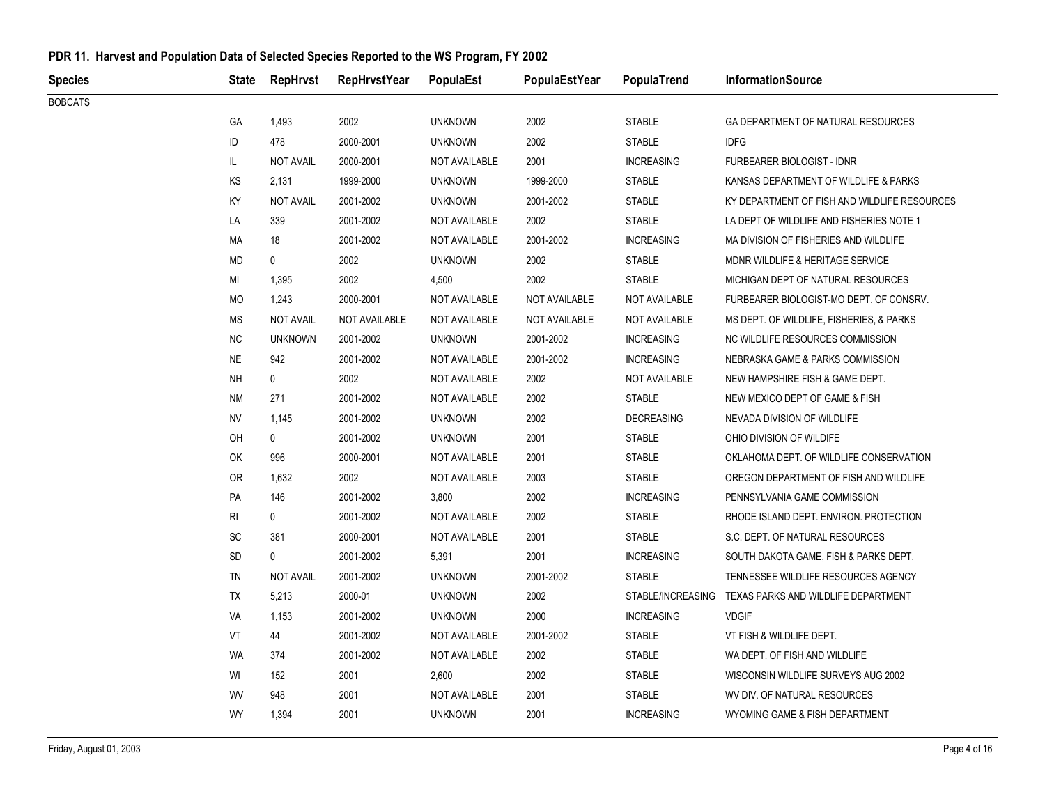## PDR 11. Harvest and Population Data of Selected Species Reported to the WS Program, FY 2002

| Species | State | RepHrvst | RepHrvstYear | PopulaEst | PopulaEstYear | PopulaTrend | InformationSource |
|---|---|---|---|---|---|---|---|
| BOBCATS | | | | | | | |
| | GA | 1,493 | 2002 | UNKNOWN | 2002 | STABLE | GA DEPARTMENT OF NATURAL RESOURCES |
| | ID | 478 | 2000-2001 | UNKNOWN | 2002 | STABLE | IDFG |
| | IL | NOT AVAIL | 2000-2001 | NOT AVAILABLE | 2001 | INCREASING | FURBEARER BIOLOGIST - IDNR |
| | KS | 2,131 | 1999-2000 | UNKNOWN | 1999-2000 | STABLE | KANSAS DEPARTMENT OF WILDLIFE & PARKS |
| | KY | NOT AVAIL | 2001-2002 | UNKNOWN | 2001-2002 | STABLE | KY DEPARTMENT OF FISH AND WILDLIFE RESOURCES |
| | LA | 339 | 2001-2002 | NOT AVAILABLE | 2002 | STABLE | LA DEPT OF WILDLIFE AND FISHERIES NOTE 1 |
| | MA | 18 | 2001-2002 | NOT AVAILABLE | 2001-2002 | INCREASING | MA DIVISION OF FISHERIES AND WILDLIFE |
| | MD | 0 | 2002 | UNKNOWN | 2002 | STABLE | MDNR WILDLIFE & HERITAGE SERVICE |
| | MI | 1,395 | 2002 | 4,500 | 2002 | STABLE | MICHIGAN DEPT OF NATURAL RESOURCES |
| | MO | 1,243 | 2000-2001 | NOT AVAILABLE | NOT AVAILABLE | NOT AVAILABLE | FURBEARER BIOLOGIST-MO DEPT. OF CONSRV. |
| | MS | NOT AVAIL | NOT AVAILABLE | NOT AVAILABLE | NOT AVAILABLE | NOT AVAILABLE | MS DEPT. OF WILDLIFE, FISHERIES, & PARKS |
| | NC | UNKNOWN | 2001-2002 | UNKNOWN | 2001-2002 | INCREASING | NC WILDLIFE RESOURCES COMMISSION |
| | NE | 942 | 2001-2002 | NOT AVAILABLE | 2001-2002 | INCREASING | NEBRASKA GAME & PARKS COMMISSION |
| | NH | 0 | 2002 | NOT AVAILABLE | 2002 | NOT AVAILABLE | NEW HAMPSHIRE FISH & GAME DEPT. |
| | NM | 271 | 2001-2002 | NOT AVAILABLE | 2002 | STABLE | NEW MEXICO DEPT OF GAME & FISH |
| | NV | 1,145 | 2001-2002 | UNKNOWN | 2002 | DECREASING | NEVADA DIVISION OF WILDLIFE |
| | OH | 0 | 2001-2002 | UNKNOWN | 2001 | STABLE | OHIO DIVISION OF WILDIFE |
| | OK | 996 | 2000-2001 | NOT AVAILABLE | 2001 | STABLE | OKLAHOMA DEPT. OF WILDLIFE CONSERVATION |
| | OR | 1,632 | 2002 | NOT AVAILABLE | 2003 | STABLE | OREGON DEPARTMENT OF FISH AND WILDLIFE |
| | PA | 146 | 2001-2002 | 3,800 | 2002 | INCREASING | PENNSYLVANIA GAME COMMISSION |
| | RI | 0 | 2001-2002 | NOT AVAILABLE | 2002 | STABLE | RHODE ISLAND DEPT. ENVIRON. PROTECTION |
| | SC | 381 | 2000-2001 | NOT AVAILABLE | 2001 | STABLE | S.C. DEPT. OF NATURAL RESOURCES |
| | SD | 0 | 2001-2002 | 5,391 | 2001 | INCREASING | SOUTH DAKOTA GAME, FISH & PARKS DEPT. |
| | TN | NOT AVAIL | 2001-2002 | UNKNOWN | 2001-2002 | STABLE | TENNESSEE WILDLIFE RESOURCES AGENCY |
| | TX | 5,213 | 2000-01 | UNKNOWN | 2002 | STABLE/INCREASING | TEXAS PARKS AND WILDLIFE DEPARTMENT |
| | VA | 1,153 | 2001-2002 | UNKNOWN | 2000 | INCREASING | VDGIF |
| | VT | 44 | 2001-2002 | NOT AVAILABLE | 2001-2002 | STABLE | VT FISH & WILDLIFE DEPT. |
| | WA | 374 | 2001-2002 | NOT AVAILABLE | 2002 | STABLE | WA DEPT. OF FISH AND WILDLIFE |
| | WI | 152 | 2001 | 2,600 | 2002 | STABLE | WISCONSIN WILDLIFE SURVEYS AUG 2002 |
| | WV | 948 | 2001 | NOT AVAILABLE | 2001 | STABLE | WV DIV. OF NATURAL RESOURCES |
| | WY | 1,394 | 2001 | UNKNOWN | 2001 | INCREASING | WYOMING GAME & FISH DEPARTMENT |

Friday, August 01, 2003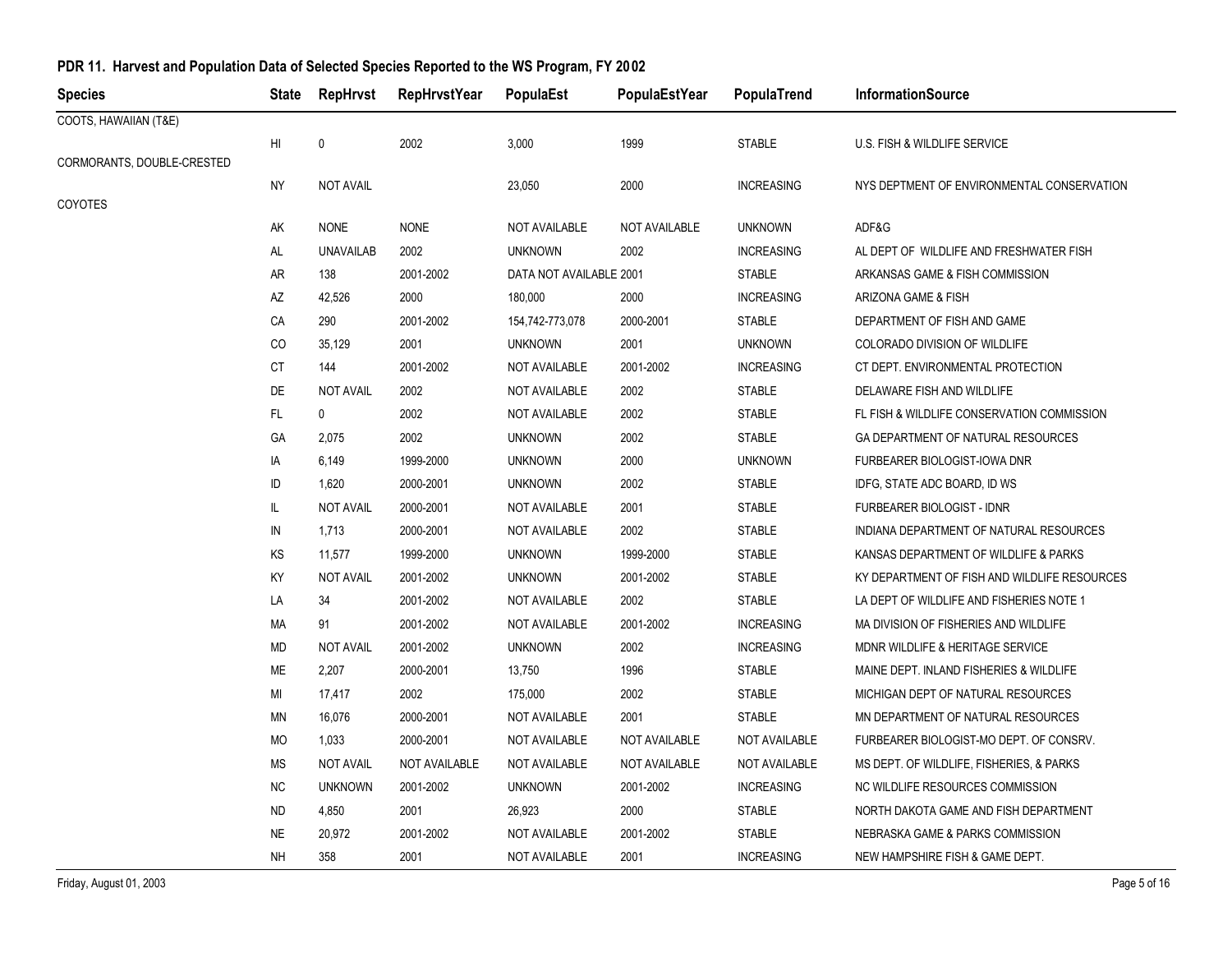## PDR 11. Harvest and Population Data of Selected Species Reported to the WS Program, FY 2002

| Species | State | RepHrvst | RepHrvstYear | PopulaEst | PopulaEstYear | PopulaTrend | InformationSource |
|---|---|---|---|---|---|---|---|
| COOTS, HAWAIIAN (T&E) | | | | | | | |
| | HI | 0 | 2002 | 3,000 | 1999 | STABLE | U.S. FISH & WILDLIFE SERVICE |
| CORMORANTS, DOUBLE-CRESTED | | | | | | | |
| | NY | NOT AVAIL | | 23,050 | 2000 | INCREASING | NYS DEPTMENT OF ENVIRONMENTAL CONSERVATION |
| COYOTES | | | | | | | |
| | AK | NONE | NONE | NOT AVAILABLE | NOT AVAILABLE | UNKNOWN | ADF&G |
| | AL | UNAVAILAB | 2002 | UNKNOWN | 2002 | INCREASING | AL DEPT OF WILDLIFE AND FRESHWATER FISH |
| | AR | 138 | 2001-2002 | DATA NOT AVAILABLE | 2001 | STABLE | ARKANSAS GAME & FISH COMMISSION |
| | AZ | 42,526 | 2000 | 180,000 | 2000 | INCREASING | ARIZONA GAME & FISH |
| | CA | 290 | 2001-2002 | 154,742-773,078 | 2000-2001 | STABLE | DEPARTMENT OF FISH AND GAME |
| | CO | 35,129 | 2001 | UNKNOWN | 2001 | UNKNOWN | COLORADO DIVISION OF WILDLIFE |
| | CT | 144 | 2001-2002 | NOT AVAILABLE | 2001-2002 | INCREASING | CT DEPT. ENVIRONMENTAL PROTECTION |
| | DE | NOT AVAIL | 2002 | NOT AVAILABLE | 2002 | STABLE | DELAWARE FISH AND WILDLIFE |
| | FL | 0 | 2002 | NOT AVAILABLE | 2002 | STABLE | FL FISH & WILDLIFE CONSERVATION COMMISSION |
| | GA | 2,075 | 2002 | UNKNOWN | 2002 | STABLE | GA DEPARTMENT OF NATURAL RESOURCES |
| | IA | 6,149 | 1999-2000 | UNKNOWN | 2000 | UNKNOWN | FURBEARER BIOLOGIST-IOWA DNR |
| | ID | 1,620 | 2000-2001 | UNKNOWN | 2002 | STABLE | IDFG, STATE ADC BOARD, ID WS |
| | IL | NOT AVAIL | 2000-2001 | NOT AVAILABLE | 2001 | STABLE | FURBEARER BIOLOGIST - IDNR |
| | IN | 1,713 | 2000-2001 | NOT AVAILABLE | 2002 | STABLE | INDIANA DEPARTMENT OF NATURAL RESOURCES |
| | KS | 11,577 | 1999-2000 | UNKNOWN | 1999-2000 | STABLE | KANSAS DEPARTMENT OF WILDLIFE & PARKS |
| | KY | NOT AVAIL | 2001-2002 | UNKNOWN | 2001-2002 | STABLE | KY DEPARTMENT OF FISH AND WILDLIFE RESOURCES |
| | LA | 34 | 2001-2002 | NOT AVAILABLE | 2002 | STABLE | LA DEPT OF WILDLIFE AND FISHERIES NOTE 1 |
| | MA | 91 | 2001-2002 | NOT AVAILABLE | 2001-2002 | INCREASING | MA DIVISION OF FISHERIES AND WILDLIFE |
| | MD | NOT AVAIL | 2001-2002 | UNKNOWN | 2002 | INCREASING | MDNR WILDLIFE & HERITAGE SERVICE |
| | ME | 2,207 | 2000-2001 | 13,750 | 1996 | STABLE | MAINE DEPT. INLAND FISHERIES & WILDLIFE |
| | MI | 17,417 | 2002 | 175,000 | 2002 | STABLE | MICHIGAN DEPT OF NATURAL RESOURCES |
| | MN | 16,076 | 2000-2001 | NOT AVAILABLE | 2001 | STABLE | MN DEPARTMENT OF NATURAL RESOURCES |
| | MO | 1,033 | 2000-2001 | NOT AVAILABLE | NOT AVAILABLE | NOT AVAILABLE | FURBEARER BIOLOGIST-MO DEPT. OF CONSRV. |
| | MS | NOT AVAIL | NOT AVAILABLE | NOT AVAILABLE | NOT AVAILABLE | NOT AVAILABLE | MS DEPT. OF WILDLIFE, FISHERIES, & PARKS |
| | NC | UNKNOWN | 2001-2002 | UNKNOWN | 2001-2002 | INCREASING | NC WILDLIFE RESOURCES COMMISSION |
| | ND | 4,850 | 2001 | 26,923 | 2000 | STABLE | NORTH DAKOTA GAME AND FISH DEPARTMENT |
| | NE | 20,972 | 2001-2002 | NOT AVAILABLE | 2001-2002 | STABLE | NEBRASKA GAME & PARKS COMMISSION |
| | NH | 358 | 2001 | NOT AVAILABLE | 2001 | INCREASING | NEW HAMPSHIRE FISH & GAME DEPT. |

Friday, August 01, 2003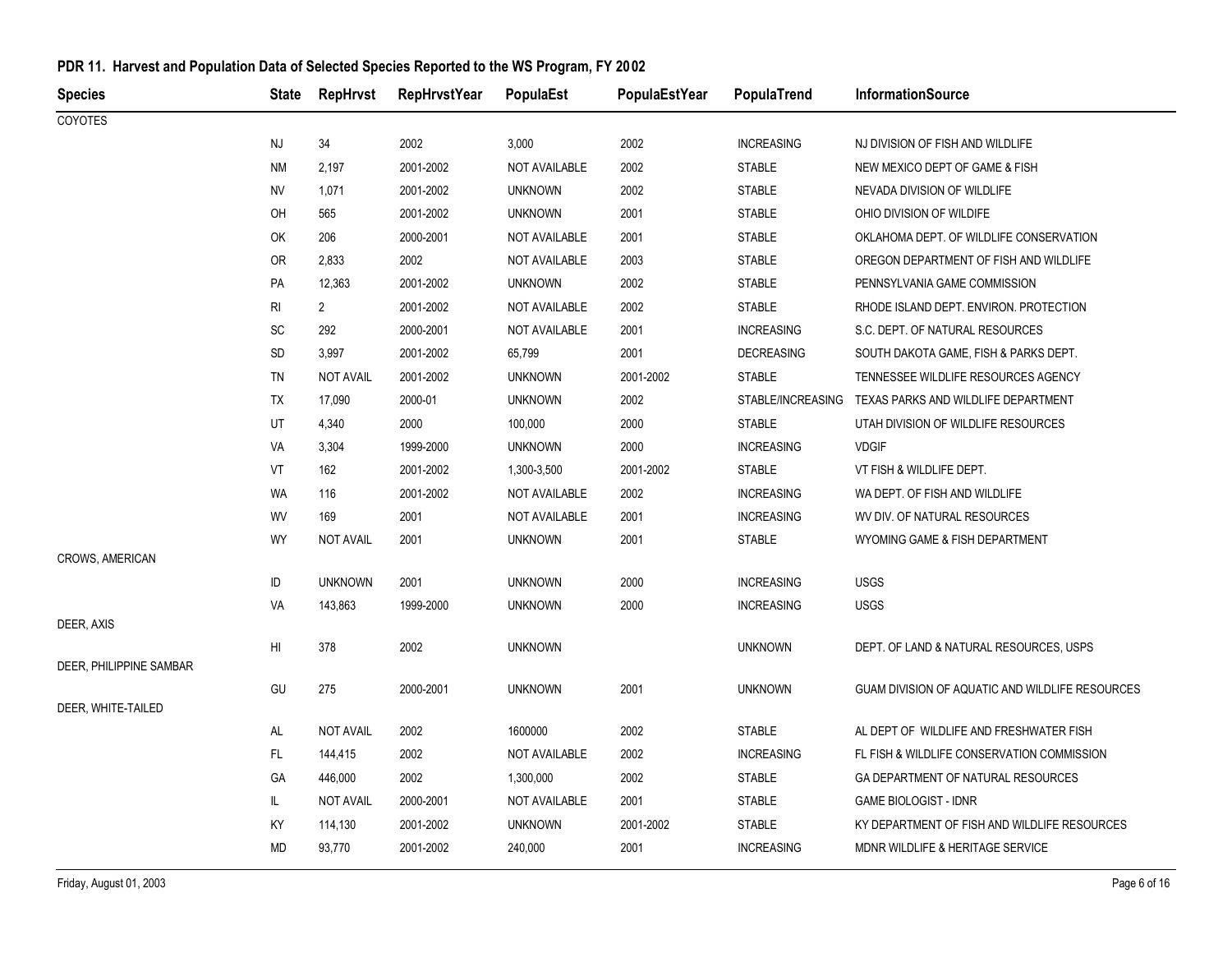## PDR 11. Harvest and Population Data of Selected Species Reported to the WS Program, FY 2002

| Species | State | RepHrvst | RepHrvstYear | PopulaEst | PopulaEstYear | PopulaTrend | InformationSource |
|---|---|---|---|---|---|---|---|
| COYOTES | | | | | | | |
| | NJ | 34 | 2002 | 3,000 | 2002 | INCREASING | NJ DIVISION OF FISH AND WILDLIFE |
| | NM | 2,197 | 2001-2002 | NOT AVAILABLE | 2002 | STABLE | NEW MEXICO DEPT OF GAME & FISH |
| | NV | 1,071 | 2001-2002 | UNKNOWN | 2002 | STABLE | NEVADA DIVISION OF WILDLIFE |
| | OH | 565 | 2001-2002 | UNKNOWN | 2001 | STABLE | OHIO DIVISION OF WILDIFE |
| | OK | 206 | 2000-2001 | NOT AVAILABLE | 2001 | STABLE | OKLAHOMA DEPT. OF WILDLIFE CONSERVATION |
| | OR | 2,833 | 2002 | NOT AVAILABLE | 2003 | STABLE | OREGON DEPARTMENT OF FISH AND WILDLIFE |
| | PA | 12,363 | 2001-2002 | UNKNOWN | 2002 | STABLE | PENNSYLVANIA GAME COMMISSION |
| | RI | 2 | 2001-2002 | NOT AVAILABLE | 2002 | STABLE | RHODE ISLAND DEPT. ENVIRON. PROTECTION |
| | SC | 292 | 2000-2001 | NOT AVAILABLE | 2001 | INCREASING | S.C. DEPT. OF NATURAL RESOURCES |
| | SD | 3,997 | 2001-2002 | 65,799 | 2001 | DECREASING | SOUTH DAKOTA GAME, FISH & PARKS DEPT. |
| | TN | NOT AVAIL | 2001-2002 | UNKNOWN | 2001-2002 | STABLE | TENNESSEE WILDLIFE RESOURCES AGENCY |
| | TX | 17,090 | 2000-01 | UNKNOWN | 2002 | STABLE/INCREASING | TEXAS PARKS AND WILDLIFE DEPARTMENT |
| | UT | 4,340 | 2000 | 100,000 | 2000 | STABLE | UTAH DIVISION OF WILDLIFE RESOURCES |
| | VA | 3,304 | 1999-2000 | UNKNOWN | 2000 | INCREASING | VDGIF |
| | VT | 162 | 2001-2002 | 1,300-3,500 | 2001-2002 | STABLE | VT FISH & WILDLIFE DEPT. |
| | WA | 116 | 2001-2002 | NOT AVAILABLE | 2002 | INCREASING | WA DEPT. OF FISH AND WILDLIFE |
| | WV | 169 | 2001 | NOT AVAILABLE | 2001 | INCREASING | WV DIV. OF NATURAL RESOURCES |
| | WY | NOT AVAIL | 2001 | UNKNOWN | 2001 | STABLE | WYOMING GAME & FISH DEPARTMENT |
| CROWS, AMERICAN | | | | | | | |
| | ID | UNKNOWN | 2001 | UNKNOWN | 2000 | INCREASING | USGS |
| | VA | 143,863 | 1999-2000 | UNKNOWN | 2000 | INCREASING | USGS |
| DEER, AXIS | | | | | | | |
| | HI | 378 | 2002 | UNKNOWN | | UNKNOWN | DEPT. OF LAND & NATURAL RESOURCES, USPS |
| DEER, PHILIPPINE SAMBAR | | | | | | | |
| | GU | 275 | 2000-2001 | UNKNOWN | 2001 | UNKNOWN | GUAM DIVISION OF AQUATIC AND WILDLIFE RESOURCES |
| DEER, WHITE-TAILED | | | | | | | |
| | AL | NOT AVAIL | 2002 | 1600000 | 2002 | STABLE | AL DEPT OF WILDLIFE AND FRESHWATER FISH |
| | FL | 144,415 | 2002 | NOT AVAILABLE | 2002 | INCREASING | FL FISH & WILDLIFE CONSERVATION COMMISSION |
| | GA | 446,000 | 2002 | 1,300,000 | 2002 | STABLE | GA DEPARTMENT OF NATURAL RESOURCES |
| | IL | NOT AVAIL | 2000-2001 | NOT AVAILABLE | 2001 | STABLE | GAME BIOLOGIST - IDNR |
| | KY | 114,130 | 2001-2002 | UNKNOWN | 2001-2002 | STABLE | KY DEPARTMENT OF FISH AND WILDLIFE RESOURCES |
| | MD | 93,770 | 2001-2002 | 240,000 | 2001 | INCREASING | MDNR WILDLIFE & HERITAGE SERVICE |

Friday, August 01, 2003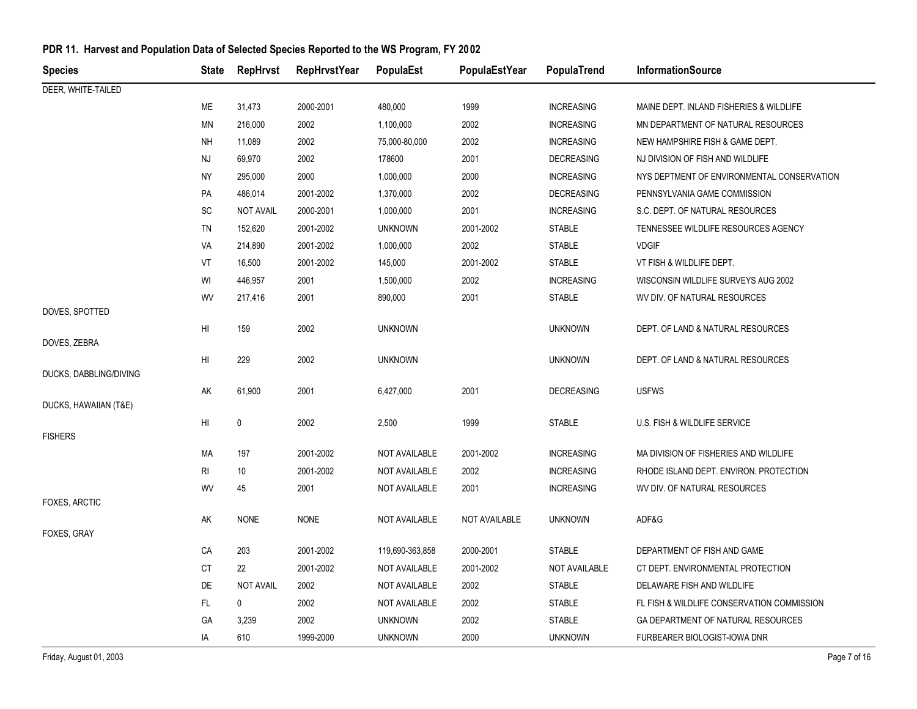## PDR 11. Harvest and Population Data of Selected Species Reported to the WS Program, FY 2002

| Species | State | RepHrvst | RepHrvstYear | PopulaEst | PopulaEstYear | PopulaTrend | InformationSource |
|---|---|---|---|---|---|---|---|
| DEER, WHITE-TAILED | | | | | | | |
| | ME | 31,473 | 2000-2001 | 480,000 | 1999 | INCREASING | MAINE DEPT. INLAND FISHERIES & WILDLIFE |
| | MN | 216,000 | 2002 | 1,100,000 | 2002 | INCREASING | MN DEPARTMENT OF NATURAL RESOURCES |
| | NH | 11,089 | 2002 | 75,000-80,000 | 2002 | INCREASING | NEW HAMPSHIRE FISH & GAME DEPT. |
| | NJ | 69,970 | 2002 | 178600 | 2001 | DECREASING | NJ DIVISION OF FISH AND WILDLIFE |
| | NY | 295,000 | 2000 | 1,000,000 | 2000 | INCREASING | NYS DEPTMENT OF ENVIRONMENTAL CONSERVATION |
| | PA | 486,014 | 2001-2002 | 1,370,000 | 2002 | DECREASING | PENNSYLVANIA GAME COMMISSION |
| | SC | NOT AVAIL | 2000-2001 | 1,000,000 | 2001 | INCREASING | S.C. DEPT. OF NATURAL RESOURCES |
| | TN | 152,620 | 2001-2002 | UNKNOWN | 2001-2002 | STABLE | TENNESSEE WILDLIFE RESOURCES AGENCY |
| | VA | 214,890 | 2001-2002 | 1,000,000 | 2002 | STABLE | VDGIF |
| | VT | 16,500 | 2001-2002 | 145,000 | 2001-2002 | STABLE | VT FISH & WILDLIFE DEPT. |
| | WI | 446,957 | 2001 | 1,500,000 | 2002 | INCREASING | WISCONSIN WILDLIFE SURVEYS AUG 2002 |
| | WV | 217,416 | 2001 | 890,000 | 2001 | STABLE | WV DIV. OF NATURAL RESOURCES |
| DOVES, SPOTTED | | | | | | | |
| | HI | 159 | 2002 | UNKNOWN | | UNKNOWN | DEPT. OF LAND & NATURAL RESOURCES |
| DOVES, ZEBRA | | | | | | | |
| | HI | 229 | 2002 | UNKNOWN | | UNKNOWN | DEPT. OF LAND & NATURAL RESOURCES |
| DUCKS, DABBLING/DIVING | | | | | | | |
| | AK | 61,900 | 2001 | 6,427,000 | 2001 | DECREASING | USFWS |
| DUCKS, HAWAIIAN (T&E) | | | | | | | |
| | HI | 0 | 2002 | 2,500 | 1999 | STABLE | U.S. FISH & WILDLIFE SERVICE |
| FISHERS | | | | | | | |
| | MA | 197 | 2001-2002 | NOT AVAILABLE | 2001-2002 | INCREASING | MA DIVISION OF FISHERIES AND WILDLIFE |
| | RI | 10 | 2001-2002 | NOT AVAILABLE | 2002 | INCREASING | RHODE ISLAND DEPT. ENVIRON. PROTECTION |
| | WV | 45 | 2001 | NOT AVAILABLE | 2001 | INCREASING | WV DIV. OF NATURAL RESOURCES |
| FOXES, ARCTIC | | | | | | | |
| | AK | NONE | NONE | NOT AVAILABLE | NOT AVAILABLE | UNKNOWN | ADF&G |
| FOXES, GRAY | | | | | | | |
| | CA | 203 | 2001-2002 | 119,690-363,858 | 2000-2001 | STABLE | DEPARTMENT OF FISH AND GAME |
| | CT | 22 | 2001-2002 | NOT AVAILABLE | 2001-2002 | NOT AVAILABLE | CT DEPT. ENVIRONMENTAL PROTECTION |
| | DE | NOT AVAIL | 2002 | NOT AVAILABLE | 2002 | STABLE | DELAWARE FISH AND WILDLIFE |
| | FL | 0 | 2002 | NOT AVAILABLE | 2002 | STABLE | FL FISH & WILDLIFE CONSERVATION COMMISSION |
| | GA | 3,239 | 2002 | UNKNOWN | 2002 | STABLE | GA DEPARTMENT OF NATURAL RESOURCES |
| | IA | 610 | 1999-2000 | UNKNOWN | 2000 | UNKNOWN | FURBEARER BIOLOGIST-IOWA DNR |

Friday, August 01, 2003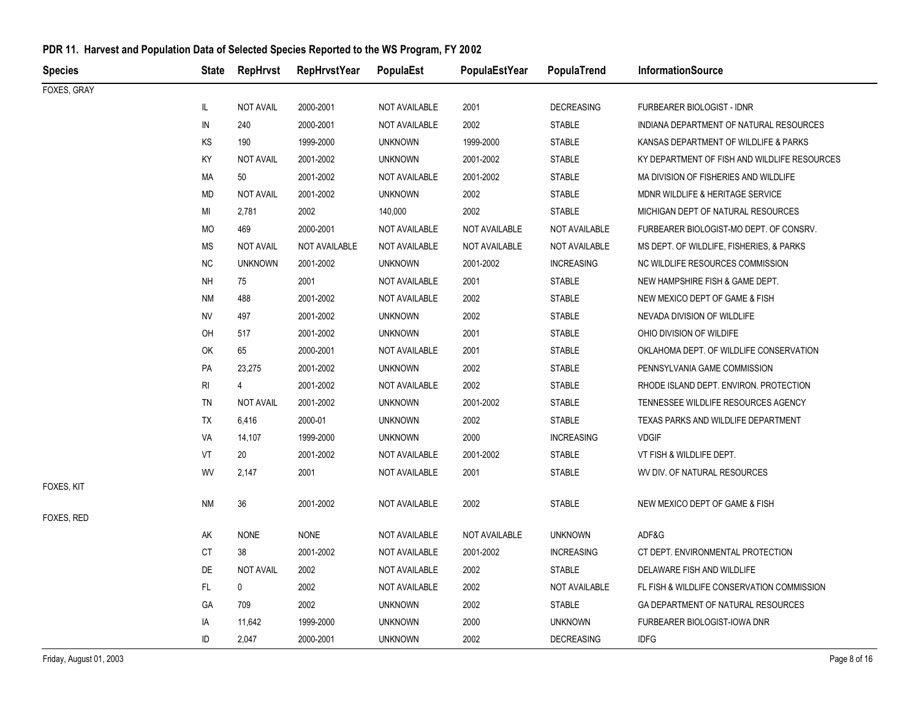## PDR 11. Harvest and Population Data of Selected Species Reported to the WS Program, FY 2002

| Species | State | RepHrvst | RepHrvstYear | PopulaEst | PopulaEstYear | PopulaTrend | InformationSource |
|---|---|---|---|---|---|---|---|
| FOXES, GRAY | | | | | | | |
| | IL | NOT AVAIL | 2000-2001 | NOT AVAILABLE | 2001 | DECREASING | FURBEARER BIOLOGIST - IDNR |
| | IN | 240 | 2000-2001 | NOT AVAILABLE | 2002 | STABLE | INDIANA DEPARTMENT OF NATURAL RESOURCES |
| | KS | 190 | 1999-2000 | UNKNOWN | 1999-2000 | STABLE | KANSAS DEPARTMENT OF WILDLIFE & PARKS |
| | KY | NOT AVAIL | 2001-2002 | UNKNOWN | 2001-2002 | STABLE | KY DEPARTMENT OF FISH AND WILDLIFE RESOURCES |
| | MA | 50 | 2001-2002 | NOT AVAILABLE | 2001-2002 | STABLE | MA DIVISION OF FISHERIES AND WILDLIFE |
| | MD | NOT AVAIL | 2001-2002 | UNKNOWN | 2002 | STABLE | MDNR WILDLIFE & HERITAGE SERVICE |
| | MI | 2,781 | 2002 | 140,000 | 2002 | STABLE | MICHIGAN DEPT OF NATURAL RESOURCES |
| | MO | 469 | 2000-2001 | NOT AVAILABLE | NOT AVAILABLE | NOT AVAILABLE | FURBEARER BIOLOGIST-MO DEPT. OF CONSRV. |
| | MS | NOT AVAIL | NOT AVAILABLE | NOT AVAILABLE | NOT AVAILABLE | NOT AVAILABLE | MS DEPT. OF WILDLIFE, FISHERIES, & PARKS |
| | NC | UNKNOWN | 2001-2002 | UNKNOWN | 2001-2002 | INCREASING | NC WILDLIFE RESOURCES COMMISSION |
| | NH | 75 | 2001 | NOT AVAILABLE | 2001 | STABLE | NEW HAMPSHIRE FISH & GAME DEPT. |
| | NM | 488 | 2001-2002 | NOT AVAILABLE | 2002 | STABLE | NEW MEXICO DEPT OF GAME & FISH |
| | NV | 497 | 2001-2002 | UNKNOWN | 2002 | STABLE | NEVADA DIVISION OF WILDLIFE |
| | OH | 517 | 2001-2002 | UNKNOWN | 2001 | STABLE | OHIO DIVISION OF WILDIFE |
| | OK | 65 | 2000-2001 | NOT AVAILABLE | 2001 | STABLE | OKLAHOMA DEPT. OF WILDLIFE CONSERVATION |
| | PA | 23,275 | 2001-2002 | UNKNOWN | 2002 | STABLE | PENNSYLVANIA GAME COMMISSION |
| | RI | 4 | 2001-2002 | NOT AVAILABLE | 2002 | STABLE | RHODE ISLAND DEPT. ENVIRON. PROTECTION |
| | TN | NOT AVAIL | 2001-2002 | UNKNOWN | 2001-2002 | STABLE | TENNESSEE WILDLIFE RESOURCES AGENCY |
| | TX | 6,416 | 2000-01 | UNKNOWN | 2002 | STABLE | TEXAS PARKS AND WILDLIFE DEPARTMENT |
| | VA | 14,107 | 1999-2000 | UNKNOWN | 2000 | INCREASING | VDGIF |
| | VT | 20 | 2001-2002 | NOT AVAILABLE | 2001-2002 | STABLE | VT FISH & WILDLIFE DEPT. |
| | WV | 2,147 | 2001 | NOT AVAILABLE | 2001 | STABLE | WV DIV. OF NATURAL RESOURCES |
| FOXES, KIT | | | | | | | |
| | NM | 36 | 2001-2002 | NOT AVAILABLE | 2002 | STABLE | NEW MEXICO DEPT OF GAME & FISH |
| FOXES, RED | | | | | | | |
| | AK | NONE | NONE | NOT AVAILABLE | NOT AVAILABLE | UNKNOWN | ADF&G |
| | CT | 38 | 2001-2002 | NOT AVAILABLE | 2001-2002 | INCREASING | CT DEPT. ENVIRONMENTAL PROTECTION |
| | DE | NOT AVAIL | 2002 | NOT AVAILABLE | 2002 | STABLE | DELAWARE FISH AND WILDLIFE |
| | FL | 0 | 2002 | NOT AVAILABLE | 2002 | NOT AVAILABLE | FL FISH & WILDLIFE CONSERVATION COMMISSION |
| | GA | 709 | 2002 | UNKNOWN | 2002 | STABLE | GA DEPARTMENT OF NATURAL RESOURCES |
| | IA | 11,642 | 1999-2000 | UNKNOWN | 2000 | UNKNOWN | FURBEARER BIOLOGIST-IOWA DNR |
| | ID | 2,047 | 2000-2001 | UNKNOWN | 2002 | DECREASING | IDFG |

Friday, August 01, 2003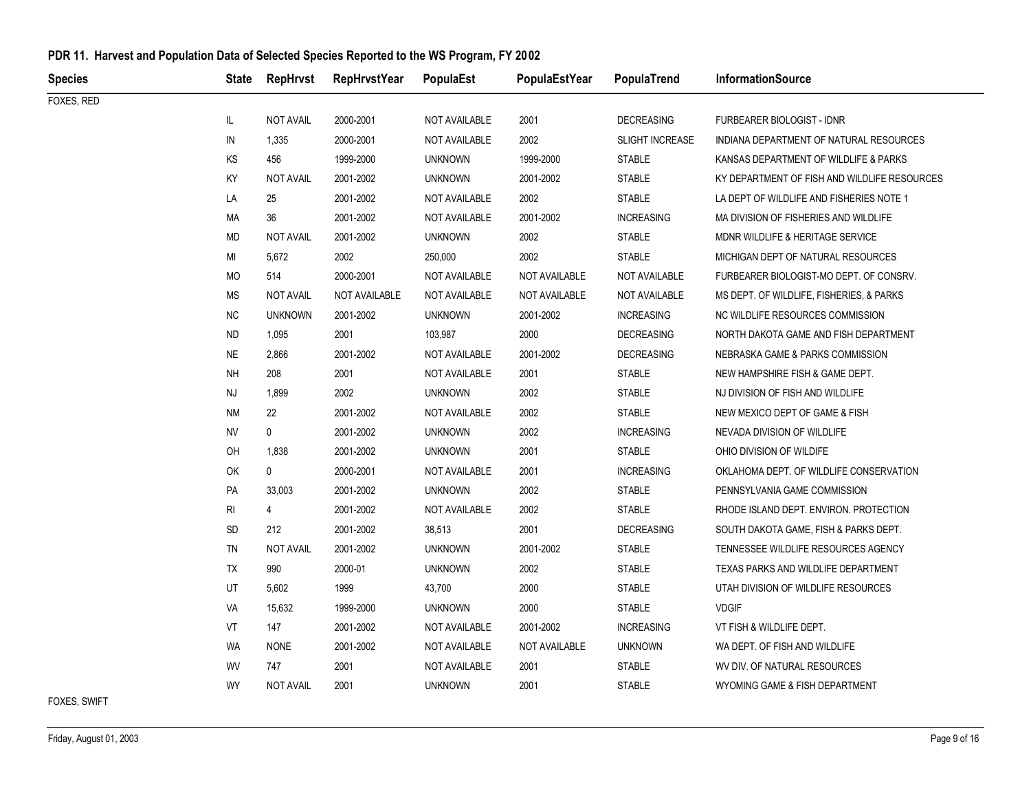## PDR 11. Harvest and Population Data of Selected Species Reported to the WS Program, FY 2002

| Species | State | RepHrvst | RepHrvstYear | PopulaEst | PopulaEstYear | PopulaTrend | InformationSource |
|---|---|---|---|---|---|---|---|
| FOXES, RED | | | | | | | |
| | IL | NOT AVAIL | 2000-2001 | NOT AVAILABLE | 2001 | DECREASING | FURBEARER BIOLOGIST - IDNR |
| | IN | 1,335 | 2000-2001 | NOT AVAILABLE | 2002 | SLIGHT INCREASE | INDIANA DEPARTMENT OF NATURAL RESOURCES |
| | KS | 456 | 1999-2000 | UNKNOWN | 1999-2000 | STABLE | KANSAS DEPARTMENT OF WILDLIFE & PARKS |
| | KY | NOT AVAIL | 2001-2002 | UNKNOWN | 2001-2002 | STABLE | KY DEPARTMENT OF FISH AND WILDLIFE RESOURCES |
| | LA | 25 | 2001-2002 | NOT AVAILABLE | 2002 | STABLE | LA DEPT OF WILDLIFE AND FISHERIES NOTE 1 |
| | MA | 36 | 2001-2002 | NOT AVAILABLE | 2001-2002 | INCREASING | MA DIVISION OF FISHERIES AND WILDLIFE |
| | MD | NOT AVAIL | 2001-2002 | UNKNOWN | 2002 | STABLE | MDNR WILDLIFE & HERITAGE SERVICE |
| | MI | 5,672 | 2002 | 250,000 | 2002 | STABLE | MICHIGAN DEPT OF NATURAL RESOURCES |
| | MO | 514 | 2000-2001 | NOT AVAILABLE | NOT AVAILABLE | NOT AVAILABLE | FURBEARER BIOLOGIST-MO DEPT. OF CONSRV. |
| | MS | NOT AVAIL | NOT AVAILABLE | NOT AVAILABLE | NOT AVAILABLE | NOT AVAILABLE | MS DEPT. OF WILDLIFE, FISHERIES, & PARKS |
| | NC | UNKNOWN | 2001-2002 | UNKNOWN | 2001-2002 | INCREASING | NC WILDLIFE RESOURCES COMMISSION |
| | ND | 1,095 | 2001 | 103,987 | 2000 | DECREASING | NORTH DAKOTA GAME AND FISH DEPARTMENT |
| | NE | 2,866 | 2001-2002 | NOT AVAILABLE | 2001-2002 | DECREASING | NEBRASKA GAME & PARKS COMMISSION |
| | NH | 208 | 2001 | NOT AVAILABLE | 2001 | STABLE | NEW HAMPSHIRE FISH & GAME DEPT. |
| | NJ | 1,899 | 2002 | UNKNOWN | 2002 | STABLE | NJ DIVISION OF FISH AND WILDLIFE |
| | NM | 22 | 2001-2002 | NOT AVAILABLE | 2002 | STABLE | NEW MEXICO DEPT OF GAME & FISH |
| | NV | 0 | 2001-2002 | UNKNOWN | 2002 | INCREASING | NEVADA DIVISION OF WILDLIFE |
| | OH | 1,838 | 2001-2002 | UNKNOWN | 2001 | STABLE | OHIO DIVISION OF WILDIFE |
| | OK | 0 | 2000-2001 | NOT AVAILABLE | 2001 | INCREASING | OKLAHOMA DEPT. OF WILDLIFE CONSERVATION |
| | PA | 33,003 | 2001-2002 | UNKNOWN | 2002 | STABLE | PENNSYLVANIA GAME COMMISSION |
| | RI | 4 | 2001-2002 | NOT AVAILABLE | 2002 | STABLE | RHODE ISLAND DEPT. ENVIRON. PROTECTION |
| | SD | 212 | 2001-2002 | 38,513 | 2001 | DECREASING | SOUTH DAKOTA GAME, FISH & PARKS DEPT. |
| | TN | NOT AVAIL | 2001-2002 | UNKNOWN | 2001-2002 | STABLE | TENNESSEE WILDLIFE RESOURCES AGENCY |
| | TX | 990 | 2000-01 | UNKNOWN | 2002 | STABLE | TEXAS PARKS AND WILDLIFE DEPARTMENT |
| | UT | 5,602 | 1999 | 43,700 | 2000 | STABLE | UTAH DIVISION OF WILDLIFE RESOURCES |
| | VA | 15,632 | 1999-2000 | UNKNOWN | 2000 | STABLE | VDGIF |
| | VT | 147 | 2001-2002 | NOT AVAILABLE | 2001-2002 | INCREASING | VT FISH & WILDLIFE DEPT. |
| | WA | NONE | 2001-2002 | NOT AVAILABLE | NOT AVAILABLE | UNKNOWN | WA DEPT. OF FISH AND WILDLIFE |
| | WV | 747 | 2001 | NOT AVAILABLE | 2001 | STABLE | WV DIV. OF NATURAL RESOURCES |
| | WY | NOT AVAIL | 2001 | UNKNOWN | 2001 | STABLE | WYOMING GAME & FISH DEPARTMENT |
| FOXES, SWIFT | | | | | | | |

Friday, August 01, 2003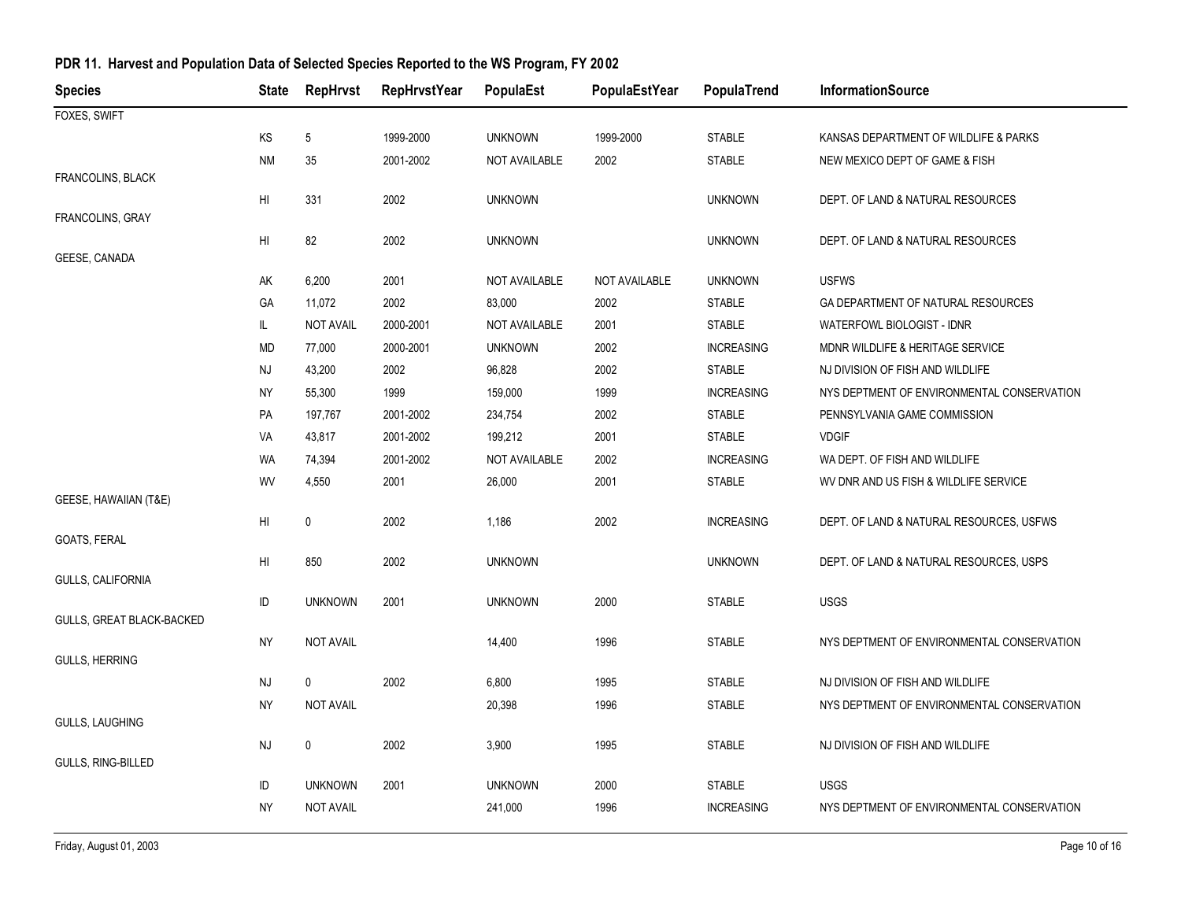## PDR 11. Harvest and Population Data of Selected Species Reported to the WS Program, FY 2002

| Species | State | RepHrvst | RepHrvstYear | PopulaEst | PopulaEstYear | PopulaTrend | InformationSource |
|---|---|---|---|---|---|---|---|
| FOXES, SWIFT | | | | | | | |
| | KS | 5 | 1999-2000 | UNKNOWN | 1999-2000 | STABLE | KANSAS DEPARTMENT OF WILDLIFE & PARKS |
| | NM | 35 | 2001-2002 | NOT AVAILABLE | 2002 | STABLE | NEW MEXICO DEPT OF GAME & FISH |
| FRANCOLINS, BLACK | | | | | | | |
| | HI | 331 | 2002 | UNKNOWN | | UNKNOWN | DEPT. OF LAND & NATURAL RESOURCES |
| FRANCOLINS, GRAY | | | | | | | |
| | HI | 82 | 2002 | UNKNOWN | | UNKNOWN | DEPT. OF LAND & NATURAL RESOURCES |
| GEESE, CANADA | | | | | | | |
| | AK | 6,200 | 2001 | NOT AVAILABLE | NOT AVAILABLE | UNKNOWN | USFWS |
| | GA | 11,072 | 2002 | 83,000 | 2002 | STABLE | GA DEPARTMENT OF NATURAL RESOURCES |
| | IL | NOT AVAIL | 2000-2001 | NOT AVAILABLE | 2001 | STABLE | WATERFOWL BIOLOGIST - IDNR |
| | MD | 77,000 | 2000-2001 | UNKNOWN | 2002 | INCREASING | MDNR WILDLIFE & HERITAGE SERVICE |
| | NJ | 43,200 | 2002 | 96,828 | 2002 | STABLE | NJ DIVISION OF FISH AND WILDLIFE |
| | NY | 55,300 | 1999 | 159,000 | 1999 | INCREASING | NYS DEPTMENT OF ENVIRONMENTAL CONSERVATION |
| | PA | 197,767 | 2001-2002 | 234,754 | 2002 | STABLE | PENNSYLVANIA GAME COMMISSION |
| | VA | 43,817 | 2001-2002 | 199,212 | 2001 | STABLE | VDGIF |
| | WA | 74,394 | 2001-2002 | NOT AVAILABLE | 2002 | INCREASING | WA DEPT. OF FISH AND WILDLIFE |
| | WV | 4,550 | 2001 | 26,000 | 2001 | STABLE | WV DNR AND US FISH & WILDLIFE SERVICE |
| GEESE, HAWAIIAN (T&E) | | | | | | | |
| | HI | 0 | 2002 | 1,186 | 2002 | INCREASING | DEPT. OF LAND & NATURAL RESOURCES, USFWS |
| GOATS, FERAL | | | | | | | |
| | HI | 850 | 2002 | UNKNOWN | | UNKNOWN | DEPT. OF LAND & NATURAL RESOURCES, USPS |
| GULLS, CALIFORNIA | | | | | | | |
| | ID | UNKNOWN | 2001 | UNKNOWN | 2000 | STABLE | USGS |
| GULLS, GREAT BLACK-BACKED | | | | | | | |
| | NY | NOT AVAIL | | 14,400 | 1996 | STABLE | NYS DEPTMENT OF ENVIRONMENTAL CONSERVATION |
| GULLS, HERRING | | | | | | | |
| | NJ | 0 | 2002 | 6,800 | 1995 | STABLE | NJ DIVISION OF FISH AND WILDLIFE |
| | NY | NOT AVAIL | | 20,398 | 1996 | STABLE | NYS DEPTMENT OF ENVIRONMENTAL CONSERVATION |
| GULLS, LAUGHING | | | | | | | |
| | NJ | 0 | 2002 | 3,900 | 1995 | STABLE | NJ DIVISION OF FISH AND WILDLIFE |
| GULLS, RING-BILLED | | | | | | | |
| | ID | UNKNOWN | 2001 | UNKNOWN | 2000 | STABLE | USGS |
| | NY | NOT AVAIL | | 241,000 | 1996 | INCREASING | NYS DEPTMENT OF ENVIRONMENTAL CONSERVATION |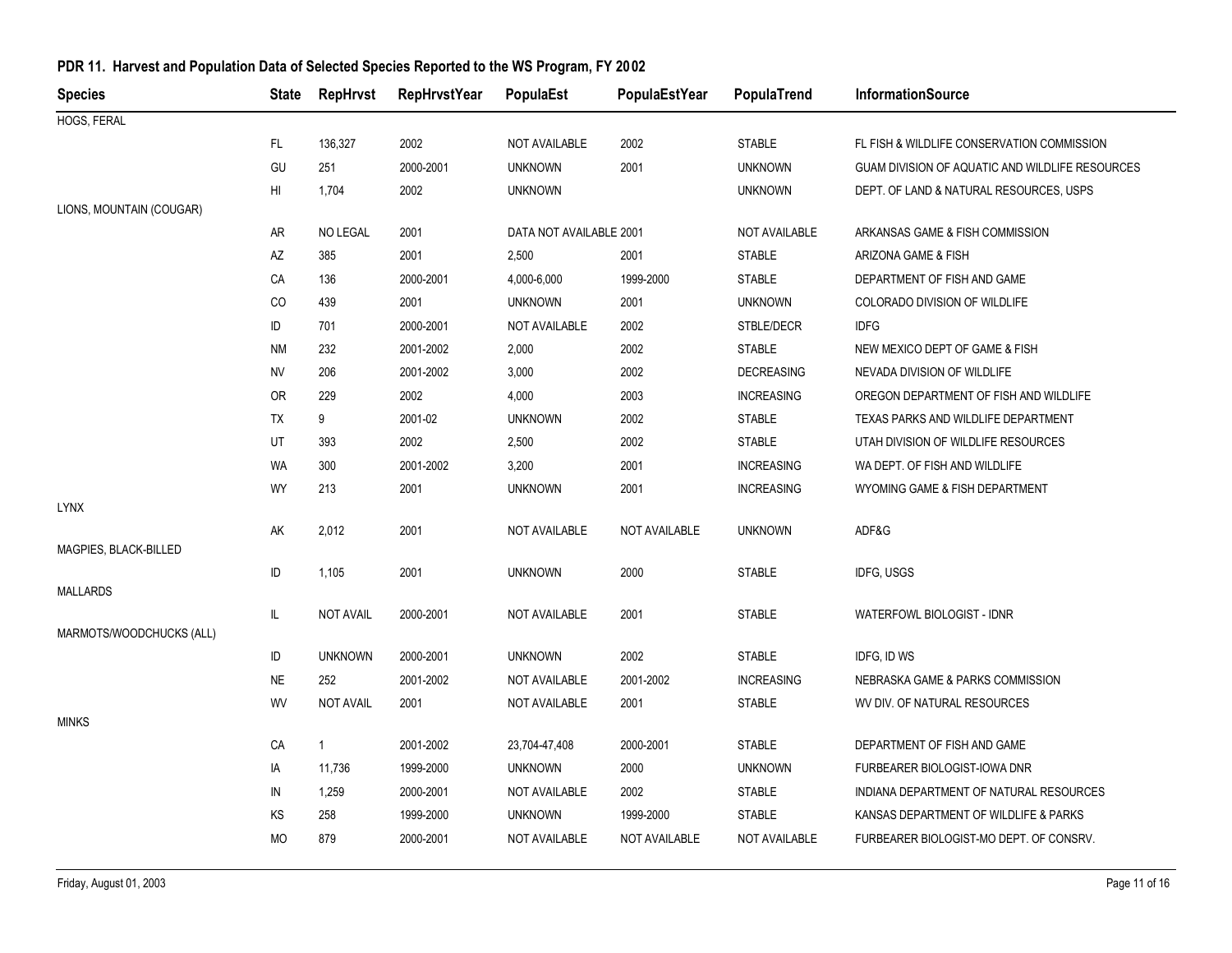## PDR 11. Harvest and Population Data of Selected Species Reported to the WS Program, FY 2002

| Species | State | RepHrvst | RepHrvstYear | PopulaEst | PopulaEstYear | PopulaTrend | InformationSource |
|---|---|---|---|---|---|---|---|
| HOGS, FERAL | | | | | | | |
| | FL | 136,327 | 2002 | NOT AVAILABLE | 2002 | STABLE | FL FISH & WILDLIFE CONSERVATION COMMISSION |
| | GU | 251 | 2000-2001 | UNKNOWN | 2001 | UNKNOWN | GUAM DIVISION OF AQUATIC AND WILDLIFE RESOURCES |
| | HI | 1,704 | 2002 | UNKNOWN | | UNKNOWN | DEPT. OF LAND & NATURAL RESOURCES, USPS |
| LIONS, MOUNTAIN (COUGAR) | | | | | | | |
| | AR | NO LEGAL | 2001 | DATA NOT AVAILABLE | 2001 | NOT AVAILABLE | ARKANSAS GAME & FISH COMMISSION |
| | AZ | 385 | 2001 | 2,500 | 2001 | STABLE | ARIZONA GAME & FISH |
| | CA | 136 | 2000-2001 | 4,000-6,000 | 1999-2000 | STABLE | DEPARTMENT OF FISH AND GAME |
| | CO | 439 | 2001 | UNKNOWN | 2001 | UNKNOWN | COLORADO DIVISION OF WILDLIFE |
| | ID | 701 | 2000-2001 | NOT AVAILABLE | 2002 | STBLE/DECR | IDFG |
| | NM | 232 | 2001-2002 | 2,000 | 2002 | STABLE | NEW MEXICO DEPT OF GAME & FISH |
| | NV | 206 | 2001-2002 | 3,000 | 2002 | DECREASING | NEVADA DIVISION OF WILDLIFE |
| | OR | 229 | 2002 | 4,000 | 2003 | INCREASING | OREGON DEPARTMENT OF FISH AND WILDLIFE |
| | TX | 9 | 2001-02 | UNKNOWN | 2002 | STABLE | TEXAS PARKS AND WILDLIFE DEPARTMENT |
| | UT | 393 | 2002 | 2,500 | 2002 | STABLE | UTAH DIVISION OF WILDLIFE RESOURCES |
| | WA | 300 | 2001-2002 | 3,200 | 2001 | INCREASING | WA DEPT. OF FISH AND WILDLIFE |
| | WY | 213 | 2001 | UNKNOWN | 2001 | INCREASING | WYOMING GAME & FISH DEPARTMENT |
| LYNX | | | | | | | |
| | AK | 2,012 | 2001 | NOT AVAILABLE | NOT AVAILABLE | UNKNOWN | ADF&G |
| MAGPIES, BLACK-BILLED | | | | | | | |
| | ID | 1,105 | 2001 | UNKNOWN | 2000 | STABLE | IDFG, USGS |
| MALLARDS | | | | | | | |
| | IL | NOT AVAIL | 2000-2001 | NOT AVAILABLE | 2001 | STABLE | WATERFOWL BIOLOGIST - IDNR |
| MARMOTS/WOODCHUCKS (ALL) | | | | | | | |
| | ID | UNKNOWN | 2000-2001 | UNKNOWN | 2002 | STABLE | IDFG, ID WS |
| | NE | 252 | 2001-2002 | NOT AVAILABLE | 2001-2002 | INCREASING | NEBRASKA GAME & PARKS COMMISSION |
| | WV | NOT AVAIL | 2001 | NOT AVAILABLE | 2001 | STABLE | WV DIV. OF NATURAL RESOURCES |
| MINKS | | | | | | | |
| | CA | 1 | 2001-2002 | 23,704-47,408 | 2000-2001 | STABLE | DEPARTMENT OF FISH AND GAME |
| | IA | 11,736 | 1999-2000 | UNKNOWN | 2000 | UNKNOWN | FURBEARER BIOLOGIST-IOWA DNR |
| | IN | 1,259 | 2000-2001 | NOT AVAILABLE | 2002 | STABLE | INDIANA DEPARTMENT OF NATURAL RESOURCES |
| | KS | 258 | 1999-2000 | UNKNOWN | 1999-2000 | STABLE | KANSAS DEPARTMENT OF WILDLIFE & PARKS |
| | MO | 879 | 2000-2001 | NOT AVAILABLE | NOT AVAILABLE | NOT AVAILABLE | FURBEARER BIOLOGIST-MO DEPT. OF CONSRV. |

Friday, August 01, 2003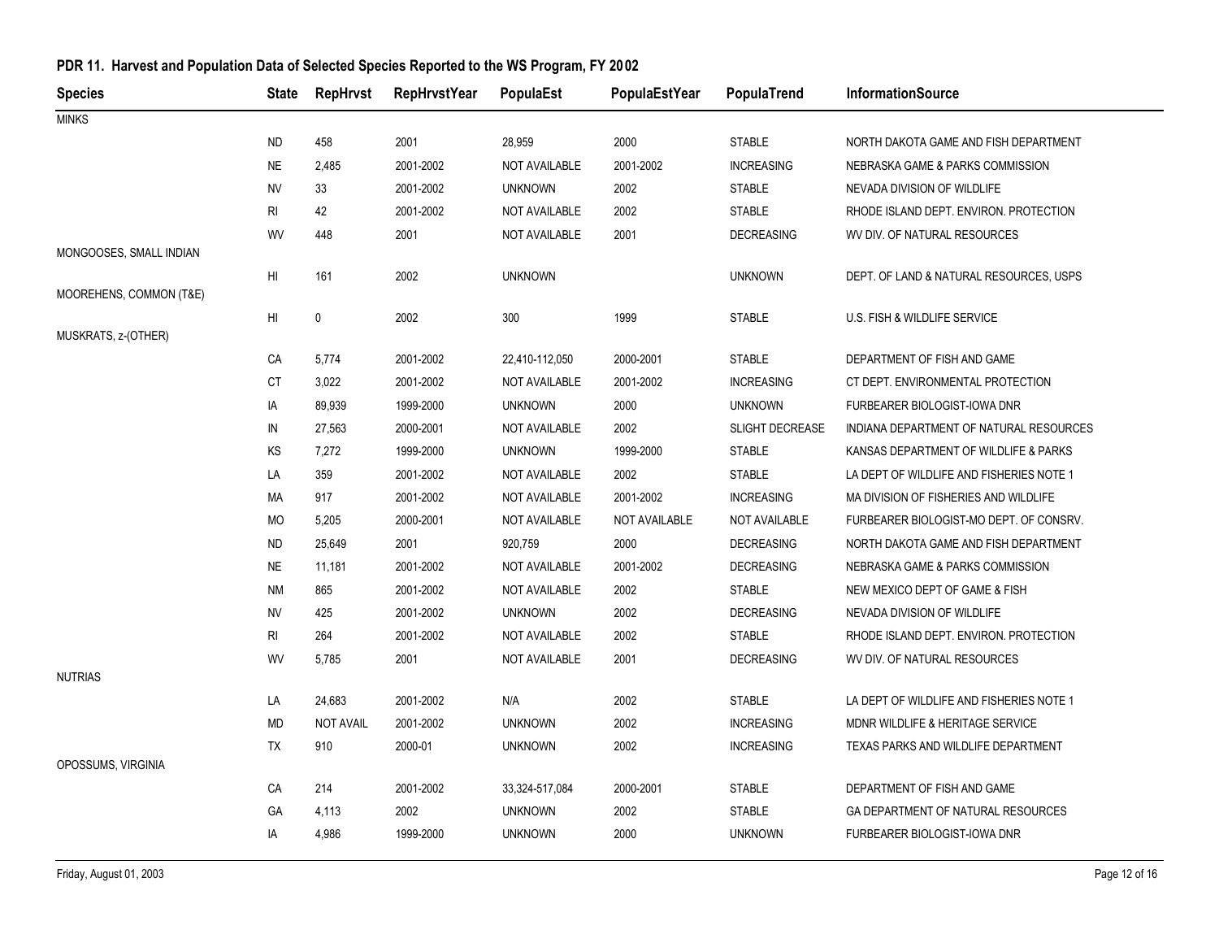## PDR 11. Harvest and Population Data of Selected Species Reported to the WS Program, FY 2002

| Species | State | RepHrvst | RepHrvstYear | PopulaEst | PopulaEstYear | PopulaTrend | InformationSource |
|---|---|---|---|---|---|---|---|
| MINKS | | | | | | | |
| | ND | 458 | 2001 | 28,959 | 2000 | STABLE | NORTH DAKOTA GAME AND FISH DEPARTMENT |
| | NE | 2,485 | 2001-2002 | NOT AVAILABLE | 2001-2002 | INCREASING | NEBRASKA GAME & PARKS COMMISSION |
| | NV | 33 | 2001-2002 | UNKNOWN | 2002 | STABLE | NEVADA DIVISION OF WILDLIFE |
| | RI | 42 | 2001-2002 | NOT AVAILABLE | 2002 | STABLE | RHODE ISLAND DEPT. ENVIRON. PROTECTION |
| | WV | 448 | 2001 | NOT AVAILABLE | 2001 | DECREASING | WV DIV. OF NATURAL RESOURCES |
| MONGOOSES, SMALL INDIAN | | | | | | | |
| | HI | 161 | 2002 | UNKNOWN | | UNKNOWN | DEPT. OF LAND & NATURAL RESOURCES, USPS |
| MOOREHENS, COMMON (T&E) | | | | | | | |
| | HI | 0 | 2002 | 300 | 1999 | STABLE | U.S. FISH & WILDLIFE SERVICE |
| MUSKRATS, z-(OTHER) | | | | | | | |
| | CA | 5,774 | 2001-2002 | 22,410-112,050 | 2000-2001 | STABLE | DEPARTMENT OF FISH AND GAME |
| | CT | 3,022 | 2001-2002 | NOT AVAILABLE | 2001-2002 | INCREASING | CT DEPT. ENVIRONMENTAL PROTECTION |
| | IA | 89,939 | 1999-2000 | UNKNOWN | 2000 | UNKNOWN | FURBEARER BIOLOGIST-IOWA DNR |
| | IN | 27,563 | 2000-2001 | NOT AVAILABLE | 2002 | SLIGHT DECREASE | INDIANA DEPARTMENT OF NATURAL RESOURCES |
| | KS | 7,272 | 1999-2000 | UNKNOWN | 1999-2000 | STABLE | KANSAS DEPARTMENT OF WILDLIFE & PARKS |
| | LA | 359 | 2001-2002 | NOT AVAILABLE | 2002 | STABLE | LA DEPT OF WILDLIFE AND FISHERIES NOTE 1 |
| | MA | 917 | 2001-2002 | NOT AVAILABLE | 2001-2002 | INCREASING | MA DIVISION OF FISHERIES AND WILDLIFE |
| | MO | 5,205 | 2000-2001 | NOT AVAILABLE | NOT AVAILABLE | NOT AVAILABLE | FURBEARER BIOLOGIST-MO DEPT. OF CONSRV. |
| | ND | 25,649 | 2001 | 920,759 | 2000 | DECREASING | NORTH DAKOTA GAME AND FISH DEPARTMENT |
| | NE | 11,181 | 2001-2002 | NOT AVAILABLE | 2001-2002 | DECREASING | NEBRASKA GAME & PARKS COMMISSION |
| | NM | 865 | 2001-2002 | NOT AVAILABLE | 2002 | STABLE | NEW MEXICO DEPT OF GAME & FISH |
| | NV | 425 | 2001-2002 | UNKNOWN | 2002 | DECREASING | NEVADA DIVISION OF WILDLIFE |
| | RI | 264 | 2001-2002 | NOT AVAILABLE | 2002 | STABLE | RHODE ISLAND DEPT. ENVIRON. PROTECTION |
| | WV | 5,785 | 2001 | NOT AVAILABLE | 2001 | DECREASING | WV DIV. OF NATURAL RESOURCES |
| NUTRIAS | | | | | | | |
| | LA | 24,683 | 2001-2002 | N/A | 2002 | STABLE | LA DEPT OF WILDLIFE AND FISHERIES NOTE 1 |
| | MD | NOT AVAIL | 2001-2002 | UNKNOWN | 2002 | INCREASING | MDNR WILDLIFE & HERITAGE SERVICE |
| | TX | 910 | 2000-01 | UNKNOWN | 2002 | INCREASING | TEXAS PARKS AND WILDLIFE DEPARTMENT |
| OPOSSUMS, VIRGINIA | | | | | | | |
| | CA | 214 | 2001-2002 | 33,324-517,084 | 2000-2001 | STABLE | DEPARTMENT OF FISH AND GAME |
| | GA | 4,113 | 2002 | UNKNOWN | 2002 | STABLE | GA DEPARTMENT OF NATURAL RESOURCES |
| | IA | 4,986 | 1999-2000 | UNKNOWN | 2000 | UNKNOWN | FURBEARER BIOLOGIST-IOWA DNR |

Friday, August 01, 2003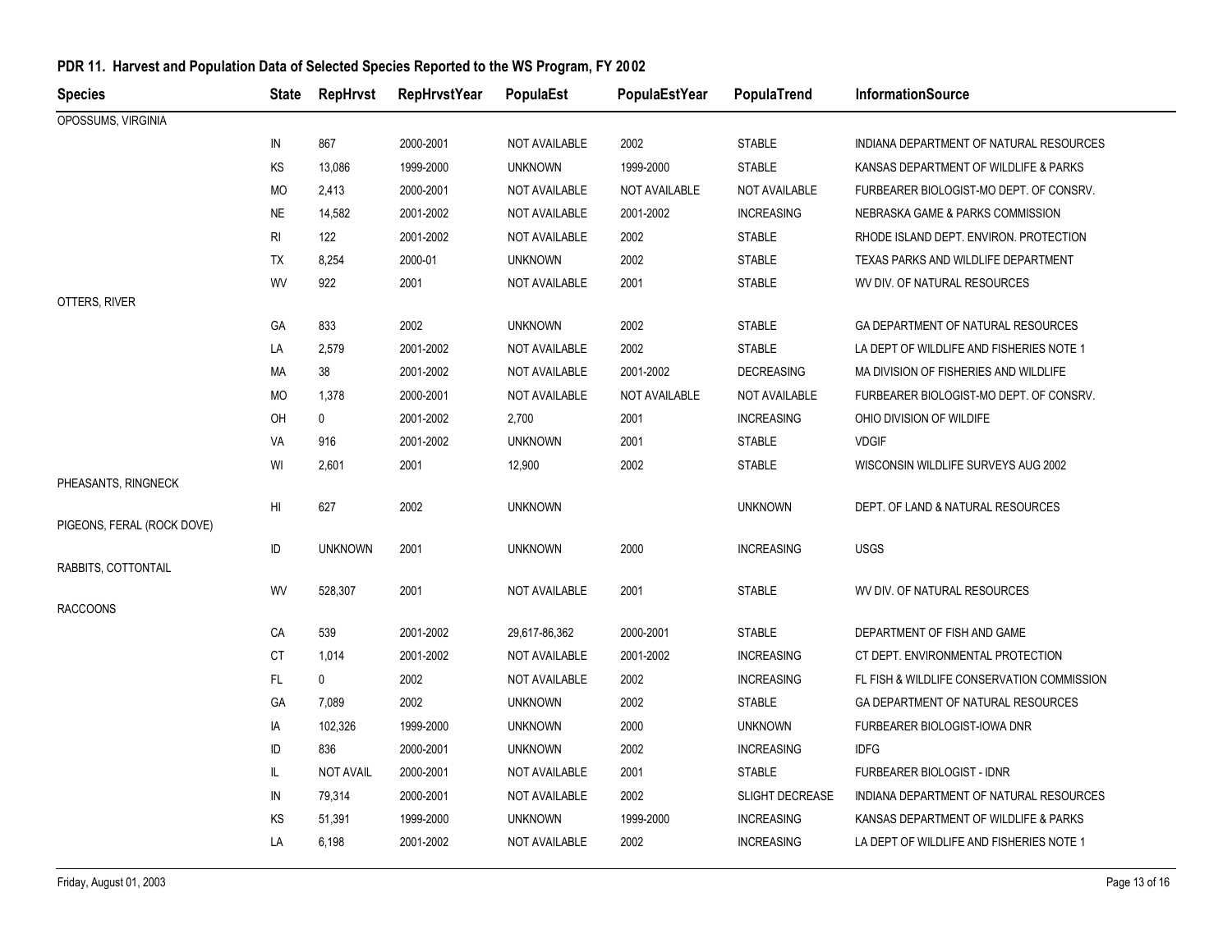## PDR 11. Harvest and Population Data of Selected Species Reported to the WS Program, FY 2002

| Species | State | RepHrvst | RepHrvstYear | PopulaEst | PopulaEstYear | PopulaTrend | InformationSource |
|---|---|---|---|---|---|---|---|
| OPOSSUMS, VIRGINIA | | | | | | | |
| | IN | 867 | 2000-2001 | NOT AVAILABLE | 2002 | STABLE | INDIANA DEPARTMENT OF NATURAL RESOURCES |
| | KS | 13,086 | 1999-2000 | UNKNOWN | 1999-2000 | STABLE | KANSAS DEPARTMENT OF WILDLIFE & PARKS |
| | MO | 2,413 | 2000-2001 | NOT AVAILABLE | NOT AVAILABLE | NOT AVAILABLE | FURBEARER BIOLOGIST-MO DEPT. OF CONSRV. |
| | NE | 14,582 | 2001-2002 | NOT AVAILABLE | 2001-2002 | INCREASING | NEBRASKA GAME & PARKS COMMISSION |
| | RI | 122 | 2001-2002 | NOT AVAILABLE | 2002 | STABLE | RHODE ISLAND DEPT. ENVIRON. PROTECTION |
| | TX | 8,254 | 2000-01 | UNKNOWN | 2002 | STABLE | TEXAS PARKS AND WILDLIFE DEPARTMENT |
| | WV | 922 | 2001 | NOT AVAILABLE | 2001 | STABLE | WV DIV. OF NATURAL RESOURCES |
| OTTERS, RIVER | | | | | | | |
| | GA | 833 | 2002 | UNKNOWN | 2002 | STABLE | GA DEPARTMENT OF NATURAL RESOURCES |
| | LA | 2,579 | 2001-2002 | NOT AVAILABLE | 2002 | STABLE | LA DEPT OF WILDLIFE AND FISHERIES NOTE 1 |
| | MA | 38 | 2001-2002 | NOT AVAILABLE | 2001-2002 | DECREASING | MA DIVISION OF FISHERIES AND WILDLIFE |
| | MO | 1,378 | 2000-2001 | NOT AVAILABLE | NOT AVAILABLE | NOT AVAILABLE | FURBEARER BIOLOGIST-MO DEPT. OF CONSRV. |
| | OH | 0 | 2001-2002 | 2,700 | 2001 | INCREASING | OHIO DIVISION OF WILDIFE |
| | VA | 916 | 2001-2002 | UNKNOWN | 2001 | STABLE | VDGIF |
| | WI | 2,601 | 2001 | 12,900 | 2002 | STABLE | WISCONSIN WILDLIFE SURVEYS AUG 2002 |
| PHEASANTS, RINGNECK | | | | | | | |
| | HI | 627 | 2002 | UNKNOWN | | UNKNOWN | DEPT. OF LAND & NATURAL RESOURCES |
| PIGEONS, FERAL (ROCK DOVE) | | | | | | | |
| | ID | UNKNOWN | 2001 | UNKNOWN | 2000 | INCREASING | USGS |
| RABBITS, COTTONTAIL | | | | | | | |
| | WV | 528,307 | 2001 | NOT AVAILABLE | 2001 | STABLE | WV DIV. OF NATURAL RESOURCES |
| RACCOONS | | | | | | | |
| | CA | 539 | 2001-2002 | 29,617-86,362 | 2000-2001 | STABLE | DEPARTMENT OF FISH AND GAME |
| | CT | 1,014 | 2001-2002 | NOT AVAILABLE | 2001-2002 | INCREASING | CT DEPT. ENVIRONMENTAL PROTECTION |
| | FL | 0 | 2002 | NOT AVAILABLE | 2002 | INCREASING | FL FISH & WILDLIFE CONSERVATION COMMISSION |
| | GA | 7,089 | 2002 | UNKNOWN | 2002 | STABLE | GA DEPARTMENT OF NATURAL RESOURCES |
| | IA | 102,326 | 1999-2000 | UNKNOWN | 2000 | UNKNOWN | FURBEARER BIOLOGIST-IOWA DNR |
| | ID | 836 | 2000-2001 | UNKNOWN | 2002 | INCREASING | IDFG |
| | IL | NOT AVAIL | 2000-2001 | NOT AVAILABLE | 2001 | STABLE | FURBEARER BIOLOGIST - IDNR |
| | IN | 79,314 | 2000-2001 | NOT AVAILABLE | 2002 | SLIGHT DECREASE | INDIANA DEPARTMENT OF NATURAL RESOURCES |
| | KS | 51,391 | 1999-2000 | UNKNOWN | 1999-2000 | INCREASING | KANSAS DEPARTMENT OF WILDLIFE & PARKS |
| | LA | 6,198 | 2001-2002 | NOT AVAILABLE | 2002 | INCREASING | LA DEPT OF WILDLIFE AND FISHERIES NOTE 1 |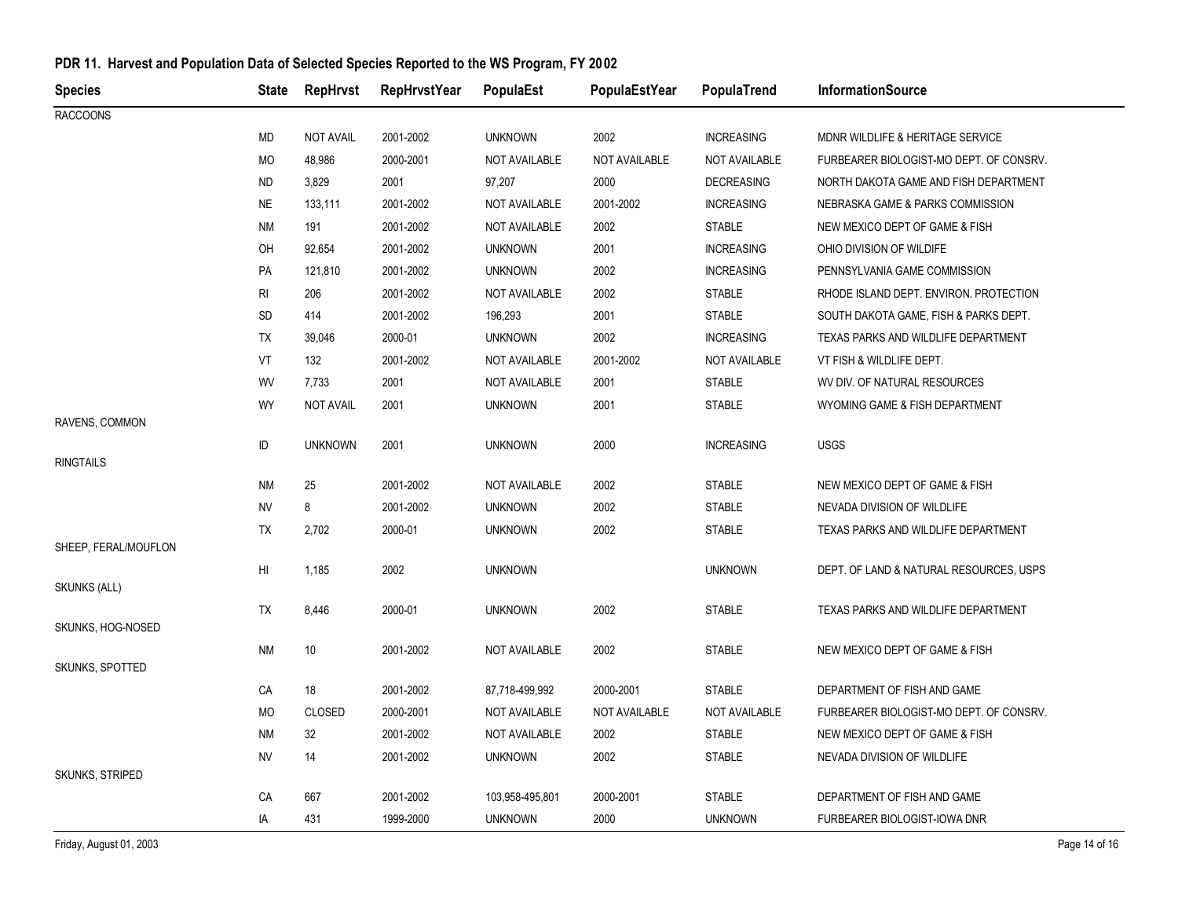## PDR 11. Harvest and Population Data of Selected Species Reported to the WS Program, FY 2002

| Species | State | RepHrvst | RepHrvstYear | PopulaEst | PopulaEstYear | PopulaTrend | InformationSource |
|---|---|---|---|---|---|---|---|
| RACCOONS | | | | | | | |
| | MD | NOT AVAIL | 2001-2002 | UNKNOWN | 2002 | INCREASING | MDNR WILDLIFE & HERITAGE SERVICE |
| | MO | 48,986 | 2000-2001 | NOT AVAILABLE | NOT AVAILABLE | NOT AVAILABLE | FURBEARER BIOLOGIST-MO DEPT. OF CONSRV. |
| | ND | 3,829 | 2001 | 97,207 | 2000 | DECREASING | NORTH DAKOTA GAME AND FISH DEPARTMENT |
| | NE | 133,111 | 2001-2002 | NOT AVAILABLE | 2001-2002 | INCREASING | NEBRASKA GAME & PARKS COMMISSION |
| | NM | 191 | 2001-2002 | NOT AVAILABLE | 2002 | STABLE | NEW MEXICO DEPT OF GAME & FISH |
| | OH | 92,654 | 2001-2002 | UNKNOWN | 2001 | INCREASING | OHIO DIVISION OF WILDIFE |
| | PA | 121,810 | 2001-2002 | UNKNOWN | 2002 | INCREASING | PENNSYLVANIA GAME COMMISSION |
| | RI | 206 | 2001-2002 | NOT AVAILABLE | 2002 | STABLE | RHODE ISLAND DEPT. ENVIRON. PROTECTION |
| | SD | 414 | 2001-2002 | 196,293 | 2001 | STABLE | SOUTH DAKOTA GAME, FISH & PARKS DEPT. |
| | TX | 39,046 | 2000-01 | UNKNOWN | 2002 | INCREASING | TEXAS PARKS AND WILDLIFE DEPARTMENT |
| | VT | 132 | 2001-2002 | NOT AVAILABLE | 2001-2002 | NOT AVAILABLE | VT FISH & WILDLIFE DEPT. |
| | WV | 7,733 | 2001 | NOT AVAILABLE | 2001 | STABLE | WV DIV. OF NATURAL RESOURCES |
| | WY | NOT AVAIL | 2001 | UNKNOWN | 2001 | STABLE | WYOMING GAME & FISH DEPARTMENT |
| RAVENS, COMMON | | | | | | | |
| | ID | UNKNOWN | 2001 | UNKNOWN | 2000 | INCREASING | USGS |
| RINGTAILS | | | | | | | |
| | NM | 25 | 2001-2002 | NOT AVAILABLE | 2002 | STABLE | NEW MEXICO DEPT OF GAME & FISH |
| | NV | 8 | 2001-2002 | UNKNOWN | 2002 | STABLE | NEVADA DIVISION OF WILDLIFE |
| | TX | 2,702 | 2000-01 | UNKNOWN | 2002 | STABLE | TEXAS PARKS AND WILDLIFE DEPARTMENT |
| SHEEP, FERAL/MOUFLON | | | | | | | |
| | HI | 1,185 | 2002 | UNKNOWN | | UNKNOWN | DEPT. OF LAND & NATURAL RESOURCES, USPS |
| SKUNKS (ALL) | | | | | | | |
| | TX | 8,446 | 2000-01 | UNKNOWN | 2002 | STABLE | TEXAS PARKS AND WILDLIFE DEPARTMENT |
| SKUNKS, HOG-NOSED | | | | | | | |
| | NM | 10 | 2001-2002 | NOT AVAILABLE | 2002 | STABLE | NEW MEXICO DEPT OF GAME & FISH |
| SKUNKS, SPOTTED | | | | | | | |
| | CA | 18 | 2001-2002 | 87,718-499,992 | 2000-2001 | STABLE | DEPARTMENT OF FISH AND GAME |
| | MO | CLOSED | 2000-2001 | NOT AVAILABLE | NOT AVAILABLE | NOT AVAILABLE | FURBEARER BIOLOGIST-MO DEPT. OF CONSRV. |
| | NM | 32 | 2001-2002 | NOT AVAILABLE | 2002 | STABLE | NEW MEXICO DEPT OF GAME & FISH |
| | NV | 14 | 2001-2002 | UNKNOWN | 2002 | STABLE | NEVADA DIVISION OF WILDLIFE |
| SKUNKS, STRIPED | | | | | | | |
| | CA | 667 | 2001-2002 | 103,958-495,801 | 2000-2001 | STABLE | DEPARTMENT OF FISH AND GAME |
| | IA | 431 | 1999-2000 | UNKNOWN | 2000 | UNKNOWN | FURBEARER BIOLOGIST-IOWA DNR |

Friday, August 01, 2003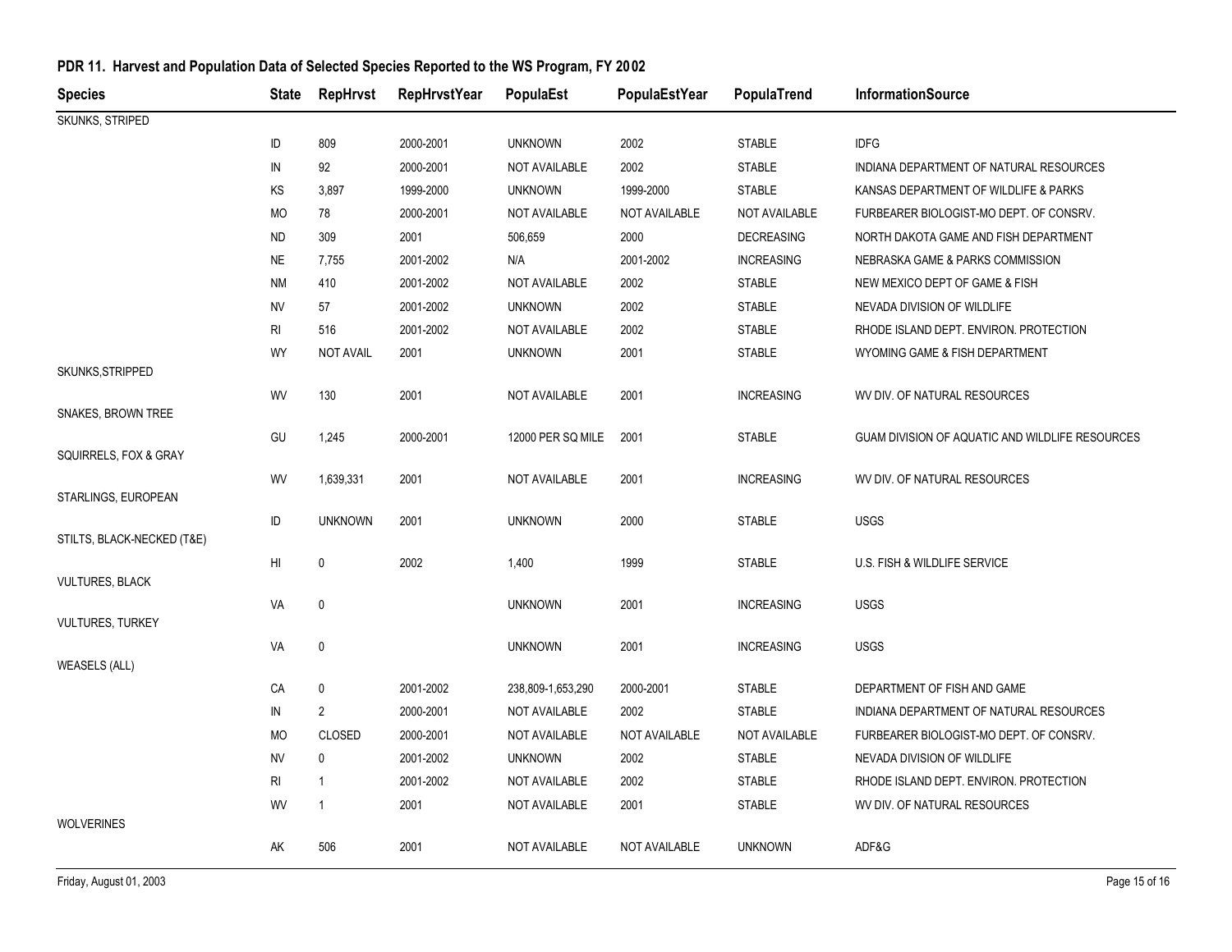## PDR 11. Harvest and Population Data of Selected Species Reported to the WS Program, FY 2002

| Species | State | RepHrvst | RepHrvstYear | PopulaEst | PopulaEstYear | PopulaTrend | InformationSource |
|---|---|---|---|---|---|---|---|
| SKUNKS, STRIPED | | | | | | | |
| | ID | 809 | 2000-2001 | UNKNOWN | 2002 | STABLE | IDFG |
| | IN | 92 | 2000-2001 | NOT AVAILABLE | 2002 | STABLE | INDIANA DEPARTMENT OF NATURAL RESOURCES |
| | KS | 3,897 | 1999-2000 | UNKNOWN | 1999-2000 | STABLE | KANSAS DEPARTMENT OF WILDLIFE & PARKS |
| | MO | 78 | 2000-2001 | NOT AVAILABLE | NOT AVAILABLE | NOT AVAILABLE | FURBEARER BIOLOGIST-MO DEPT. OF CONSRV. |
| | ND | 309 | 2001 | 506,659 | 2000 | DECREASING | NORTH DAKOTA GAME AND FISH DEPARTMENT |
| | NE | 7,755 | 2001-2002 | N/A | 2001-2002 | INCREASING | NEBRASKA GAME & PARKS COMMISSION |
| | NM | 410 | 2001-2002 | NOT AVAILABLE | 2002 | STABLE | NEW MEXICO DEPT OF GAME & FISH |
| | NV | 57 | 2001-2002 | UNKNOWN | 2002 | STABLE | NEVADA DIVISION OF WILDLIFE |
| | RI | 516 | 2001-2002 | NOT AVAILABLE | 2002 | STABLE | RHODE ISLAND DEPT. ENVIRON. PROTECTION |
| | WY | NOT AVAIL | 2001 | UNKNOWN | 2001 | STABLE | WYOMING GAME & FISH DEPARTMENT |
| SKUNKS,STRIPPED | | | | | | | |
| | WV | 130 | 2001 | NOT AVAILABLE | 2001 | INCREASING | WV DIV. OF NATURAL RESOURCES |
| SNAKES, BROWN TREE | | | | | | | |
| | GU | 1,245 | 2000-2001 | 12000 PER SQ MILE | 2001 | STABLE | GUAM DIVISION OF AQUATIC AND WILDLIFE RESOURCES |
| SQUIRRELS, FOX & GRAY | | | | | | | |
| | WV | 1,639,331 | 2001 | NOT AVAILABLE | 2001 | INCREASING | WV DIV. OF NATURAL RESOURCES |
| STARLINGS, EUROPEAN | | | | | | | |
| | ID | UNKNOWN | 2001 | UNKNOWN | 2000 | STABLE | USGS |
| STILTS, BLACK-NECKED (T&E) | | | | | | | |
| | HI | 0 | 2002 | 1,400 | 1999 | STABLE | U.S. FISH & WILDLIFE SERVICE |
| VULTURES, BLACK | | | | | | | |
| | VA | 0 | | UNKNOWN | 2001 | INCREASING | USGS |
| VULTURES, TURKEY | | | | | | | |
| | VA | 0 | | UNKNOWN | 2001 | INCREASING | USGS |
| WEASELS (ALL) | | | | | | | |
| | CA | 0 | 2001-2002 | 238,809-1,653,290 | 2000-2001 | STABLE | DEPARTMENT OF FISH AND GAME |
| | IN | 2 | 2000-2001 | NOT AVAILABLE | 2002 | STABLE | INDIANA DEPARTMENT OF NATURAL RESOURCES |
| | MO | CLOSED | 2000-2001 | NOT AVAILABLE | NOT AVAILABLE | NOT AVAILABLE | FURBEARER BIOLOGIST-MO DEPT. OF CONSRV. |
| | NV | 0 | 2001-2002 | UNKNOWN | 2002 | STABLE | NEVADA DIVISION OF WILDLIFE |
| | RI | 1 | 2001-2002 | NOT AVAILABLE | 2002 | STABLE | RHODE ISLAND DEPT. ENVIRON. PROTECTION |
| | WV | 1 | 2001 | NOT AVAILABLE | 2001 | STABLE | WV DIV. OF NATURAL RESOURCES |
| WOLVERINES | | | | | | | |
| | AK | 506 | 2001 | NOT AVAILABLE | NOT AVAILABLE | UNKNOWN | ADF&G |

Friday, August 01, 2003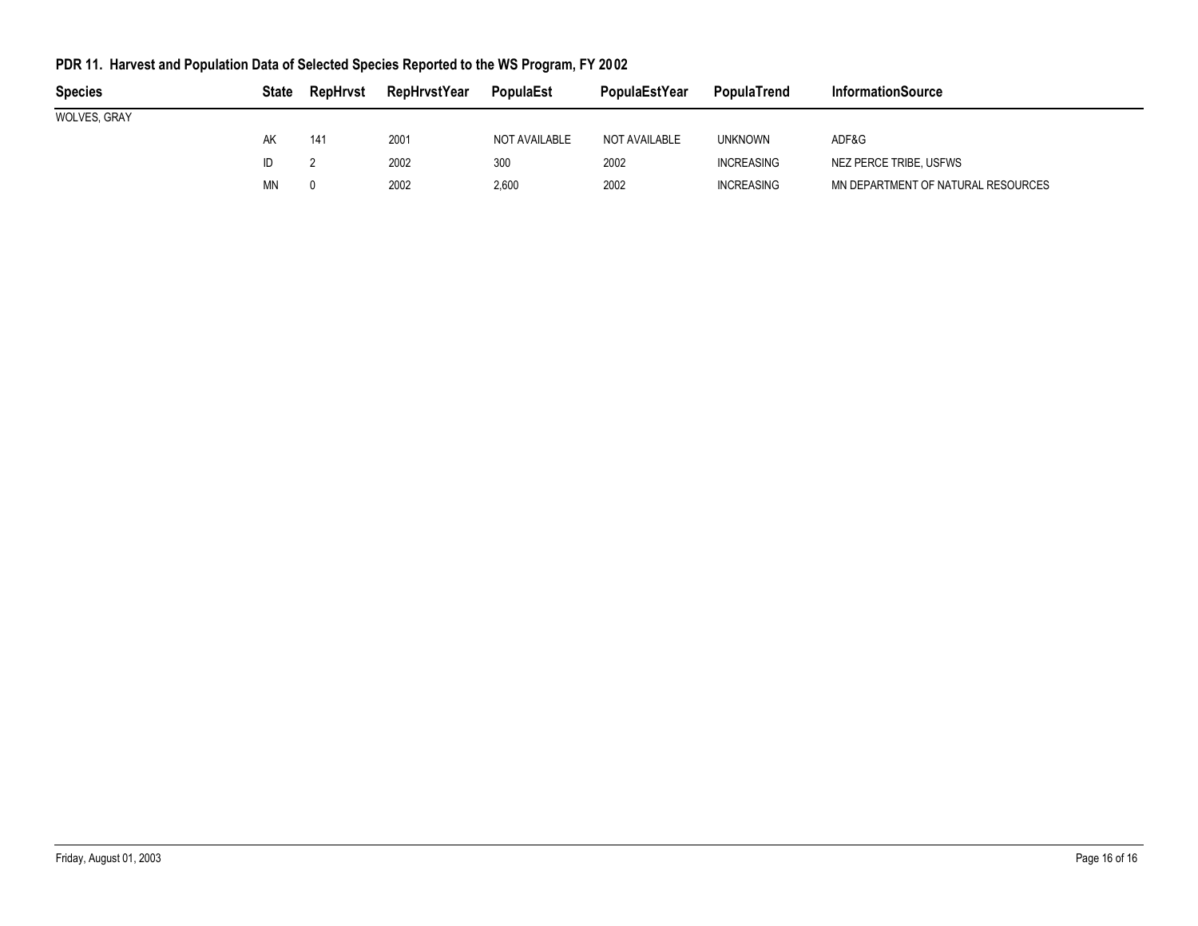## PDR 11. Harvest and Population Data of Selected Species Reported to the WS Program, FY 2002

| Species | State | RepHrvst | RepHrvstYear | PopulaEst | PopulaEstYear | PopulaTrend | InformationSource |
|---|---|---|---|---|---|---|---|
| WOLVES, GRAY | | | | | | | |
| | AK | 141 | 2001 | NOT AVAILABLE | NOT AVAILABLE | UNKNOWN | ADF&G |
| | ID | 2 | 2002 | 300 | 2002 | INCREASING | NEZ PERCE TRIBE, USFWS |
| | MN | 0 | 2002 | 2,600 | 2002 | INCREASING | MN DEPARTMENT OF NATURAL RESOURCES |